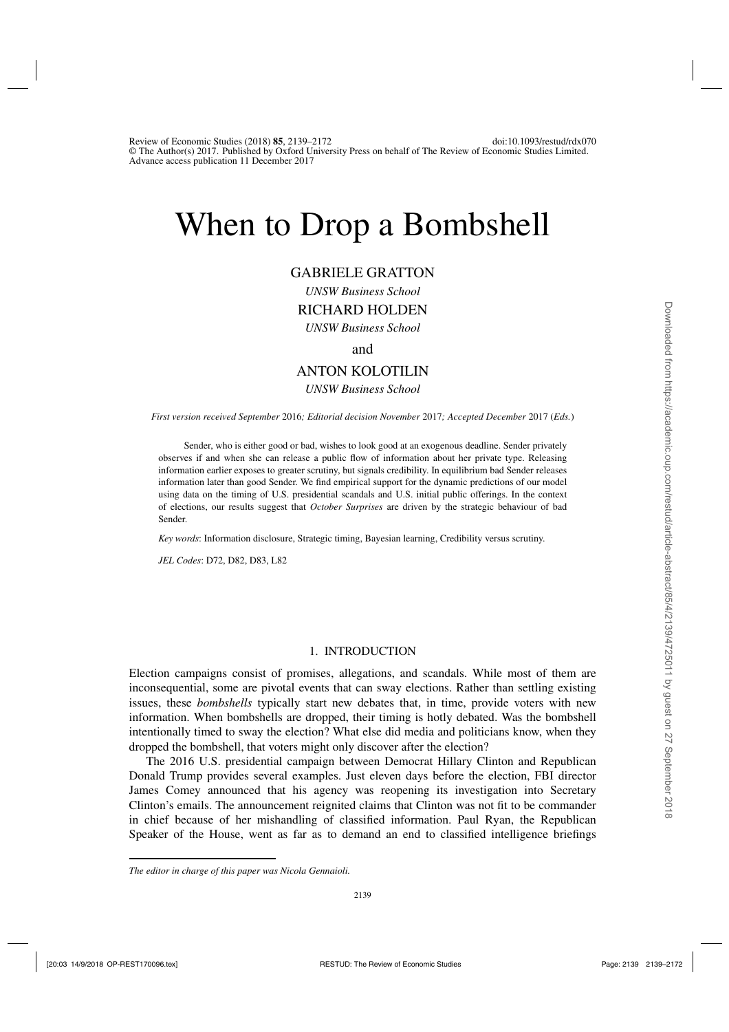# When to Drop a Bombshell

GABRIELE GRATTON

*UNSW Business School*

RICHARD HOLDEN

*UNSW Business School*

and

ANTON KOLOTILIN

*UNSW Business School*

*First version received September 2016; Editorial decision November 2017; Accepted December 2017 (Eds.)*

Sender, who is either good or bad, wishes to look good at an exogenous deadline. Sender privately observes if and when she can release a public flow of information about her private type. Releasing information earlier exposes to greater scrutiny, but signals credibility. In equilibrium bad Sender releases information later than good Sender. We find empirical support for the dynamic predictions of our model using data on the timing of U.S. presidential scandals and U.S. initial public offerings. In the context of elections, our results suggest that *October Surprises* are driven by the strategic behaviour of bad Sender.

*Key words*: Information disclosure, Strategic timing, Bayesian learning, Credibility versus scrutiny.

*JEL Codes*: D72, D82, D83, L82

## 1. INTRODUCTION

Election campaigns consist of promises, allegations, and scandals. While most of them are inconsequential, some are pivotal events that can sway elections. Rather than settling existing issues, these *bombshells* typically start new debates that, in time, provide voters with new information. When bombshells are dropped, their timing is hotly debated. Was the bombshell intentionally timed to sway the election? What else did media and politicians know, when they dropped the bombshell, that voters might only discover after the election?

The 2016 U.S. presidential campaign between Democrat Hillary Clinton and Republican Donald Trump provides several examples. Just eleven days before the election, FBI director James Comey announced that his agency was reopening its investigation into Secretary Clinton's emails. The announcement reignited claims that Clinton was not fit to be commander in chief because of her mishandling of classified information. Paul Ryan, the Republican Speaker of the House, went as far as to demand an end to classified intelligence briefings

*The editor in charge of this paper was Nicola Gennaioli.*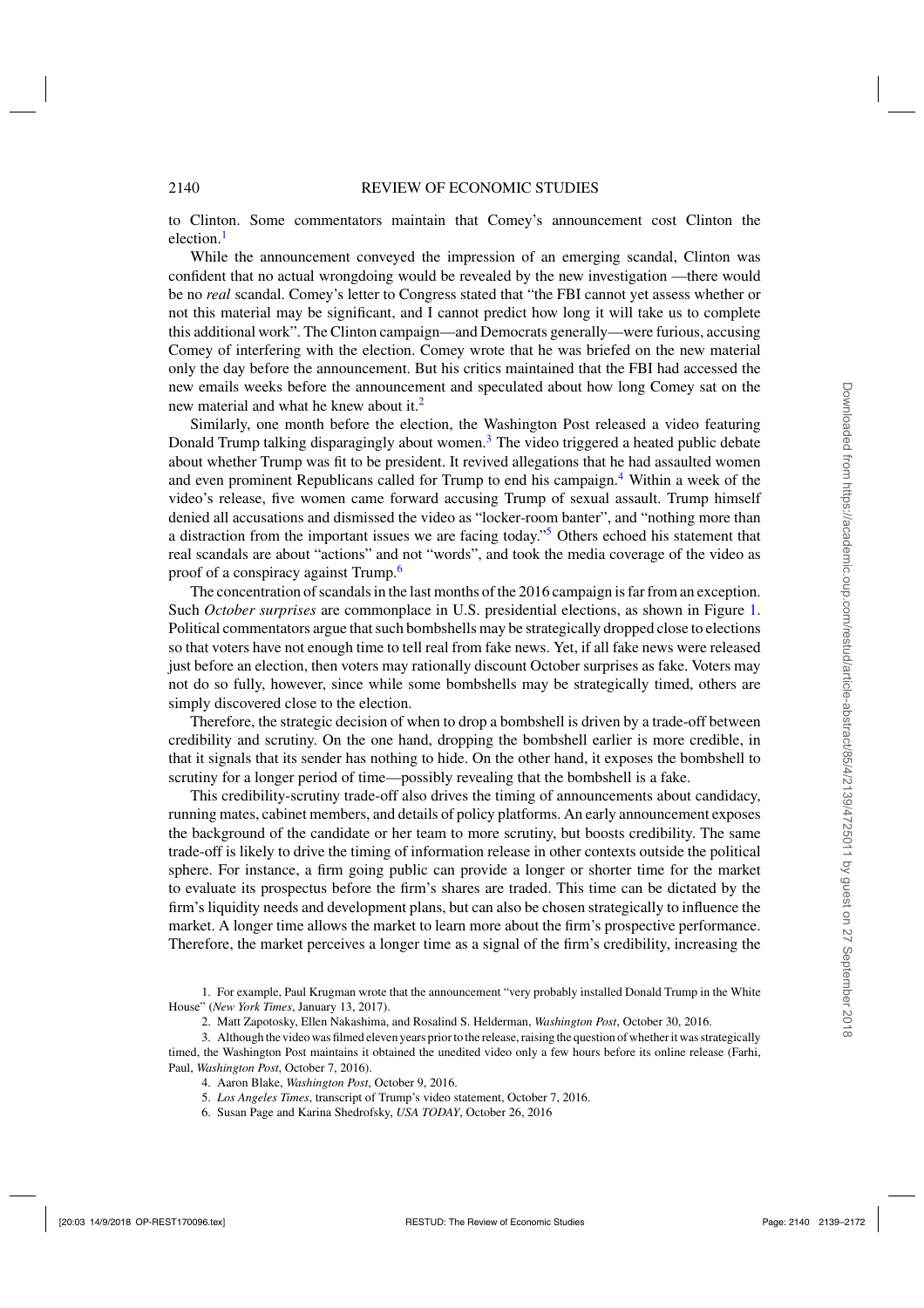to Clinton. Some commentators maintain that Comey's announcement cost Clinton the election.[1]

While the announcement conveyed the impression of an emerging scandal, Clinton was confident that no actual wrongdoing would be revealed by the new investigation —there would be no *real* scandal. Comey's letter to Congress stated that "the FBI cannot yet assess whether or not this material may be significant, and I cannot predict how long it will take us to complete this additional work". The Clinton campaign—and Democrats generally—were furious, accusing Comey of interfering with the election. Comey wrote that he was briefed on the new material only the day before the announcement. But his critics maintained that the FBI had accessed the new emails weeks before the announcement and speculated about how long Comey sat on the new material and what he knew about it.[2]

Similarly, one month before the election, the Washington Post released a video featuring Donald Trump talking disparagingly about women.[3] The video triggered a heated public debate about whether Trump was fit to be president. It revived allegations that he had assaulted women and even prominent Republicans called for Trump to end his campaign.[4] Within a week of the video's release, five women came forward accusing Trump of sexual assault. Trump himself denied all accusations and dismissed the video as "locker-room banter", and "nothing more than a distraction from the important issues we are facing today."[5] Others echoed his statement that real scandals are about "actions" and not "words", and took the media coverage of the video as proof of a conspiracy against Trump.[6]

The concentration of scandals in the last months of the 2016 campaign is far from an exception. Such *October surprises* are commonplace in U.S. presidential elections, as shown in Figure 1. Political commentators argue that such bombshells may be strategically dropped close to elections so that voters have not enough time to tell real from fake news. Yet, if all fake news were released just before an election, then voters may rationally discount October surprises as fake. Voters may not do so fully, however, since while some bombshells may be strategically timed, others are simply discovered close to the election.

Therefore, the strategic decision of when to drop a bombshell is driven by a trade-off between credibility and scrutiny. On the one hand, dropping the bombshell earlier is more credible, in that it signals that its sender has nothing to hide. On the other hand, it exposes the bombshell to scrutiny for a longer period of time—possibly revealing that the bombshell is a fake.

This credibility-scrutiny trade-off also drives the timing of announcements about candidacy, running mates, cabinet members, and details of policy platforms. An early announcement exposes the background of the candidate or her team to more scrutiny, but boosts credibility. The same trade-off is likely to drive the timing of information release in other contexts outside the political sphere. For instance, a firm going public can provide a longer or shorter time for the market to evaluate its prospectus before the firm's shares are traded. This time can be dictated by the firm's liquidity needs and development plans, but can also be chosen strategically to influence the market. A longer time allows the market to learn more about the firm's prospective performance. Therefore, the market perceives a longer time as a signal of the firm's credibility, increasing the

1. For example, Paul Krugman wrote that the announcement "very probably installed Donald Trump in the White House" (*New York Times*, January 13, 2017).

2. Matt Zapotosky, Ellen Nakashima, and Rosalind S. Helderman, *Washington Post*, October 30, 2016.

3. Although the video was filmed eleven years prior to the release, raising the question of whether it was strategically timed, the Washington Post maintains it obtained the unedited video only a few hours before its online release (Farhi, Paul, *Washington Post*, October 7, 2016).

4. Aaron Blake, *Washington Post*, October 9, 2016.

5. *Los Angeles Times*, transcript of Trump's video statement, October 7, 2016.

6. Susan Page and Karina Shedrofsky, *USA TODAY*, October 26, 2016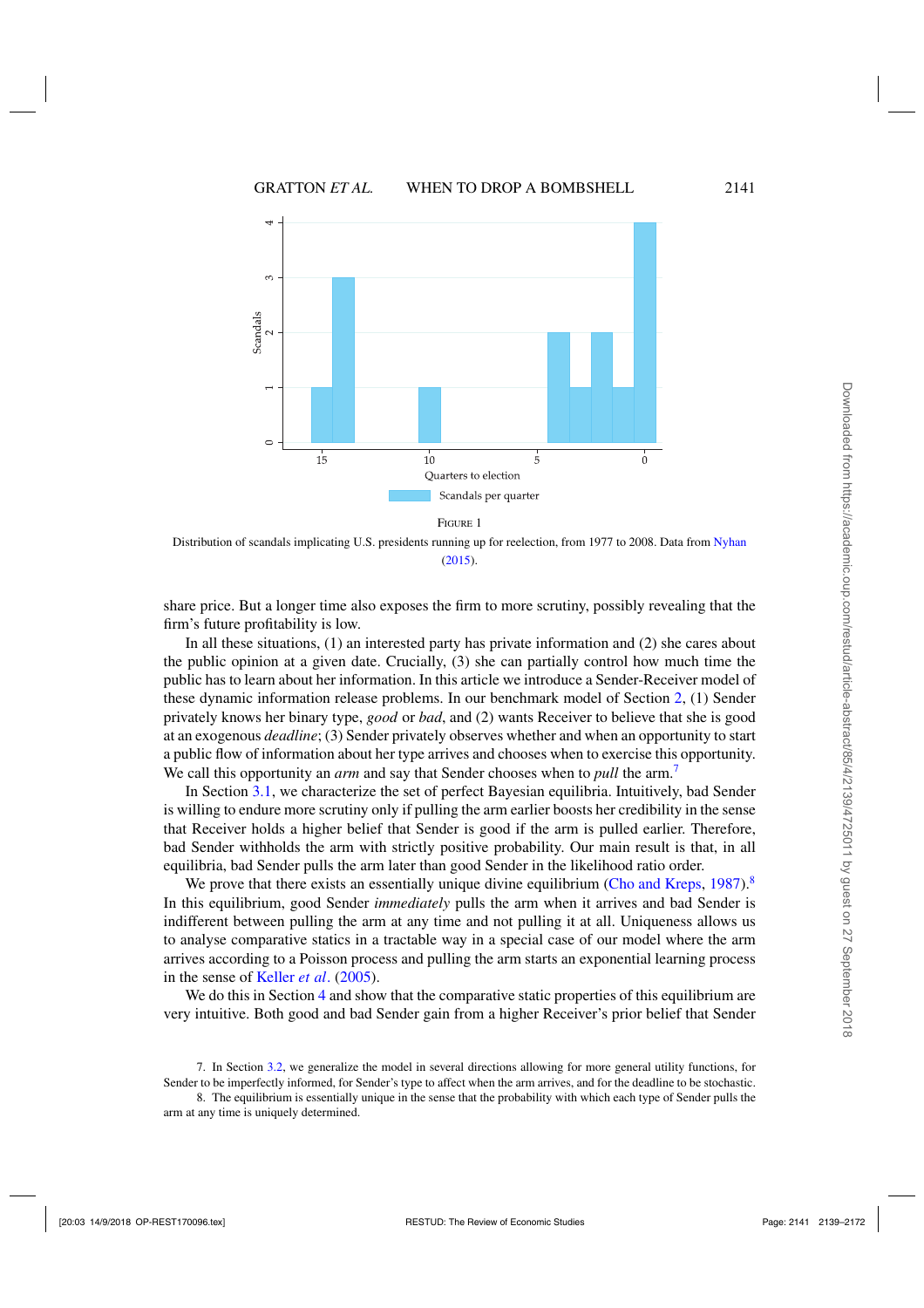FIGURE 1

Distribution of scandals implicating U.S. presidents running up for reelection, from 1977 to 2008. Data from Nyhan (2015).

share price. But a longer time also exposes the firm to more scrutiny, possibly revealing that the firm's future profitability is low.

In all these situations, (1) an interested party has private information and (2) she cares about the public opinion at a given date. Crucially, (3) she can partially control how much time the public has to learn about her information. In this article we introduce a Sender-Receiver model of these dynamic information release problems. In our benchmark model of Section 2, (1) Sender privately knows her binary type, *good* or *bad*, and (2) wants Receiver to believe that she is good at an exogenous *deadline*; (3) Sender privately observes whether and when an opportunity to start a public flow of information about her type arrives and chooses when to exercise this opportunity. We call this opportunity an *arm* and say that Sender chooses when to *pull* the arm.[7]

In Section 3.1, we characterize the set of perfect Bayesian equilibria. Intuitively, bad Sender is willing to endure more scrutiny only if pulling the arm earlier boosts her credibility in the sense that Receiver holds a higher belief that Sender is good if the arm is pulled earlier. Therefore, bad Sender withholds the arm with strictly positive probability. Our main result is that, in all equilibria, bad Sender pulls the arm later than good Sender in the likelihood ratio order.

We prove that there exists an essentially unique divine equilibrium (Cho and Kreps, 1987).[8] In this equilibrium, good Sender *immediately* pulls the arm when it arrives and bad Sender is indifferent between pulling the arm at any time and not pulling it at all. Uniqueness allows us to analyse comparative statics in a tractable way in a special case of our model where the arm arrives according to a Poisson process and pulling the arm starts an exponential learning process in the sense of Keller *et al*. (2005).

We do this in Section 4 and show that the comparative static properties of this equilibrium are very intuitive. Both good and bad Sender gain from a higher Receiver's prior belief that Sender

7. In Section 3.2, we generalize the model in several directions allowing for more general utility functions, for Sender to be imperfectly informed, for Sender's type to affect when the arm arrives, and for the deadline to be stochastic.

8. The equilibrium is essentially unique in the sense that the probability with which each type of Sender pulls the arm at any time is uniquely determined.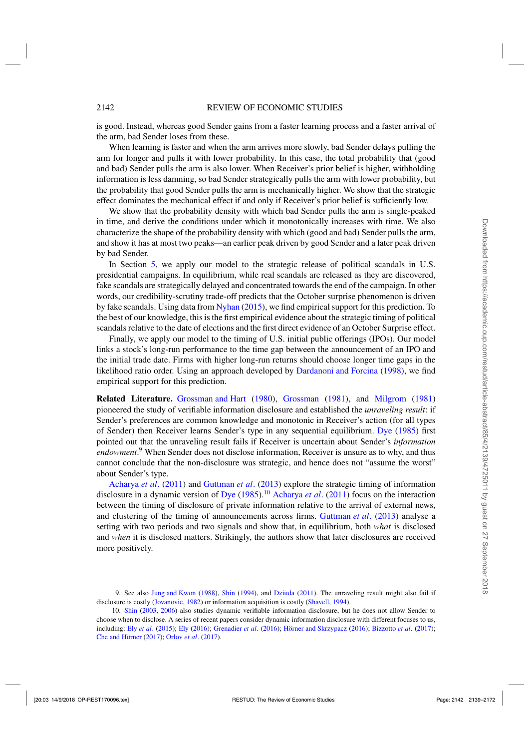is good. Instead, whereas good Sender gains from a faster learning process and a faster arrival of the arm, bad Sender loses from these.

When learning is faster and when the arm arrives more slowly, bad Sender delays pulling the arm for longer and pulls it with lower probability. In this case, the total probability that (good and bad) Sender pulls the arm is also lower. When Receiver's prior belief is higher, withholding information is less damning, so bad Sender strategically pulls the arm with lower probability, but the probability that good Sender pulls the arm is mechanically higher. We show that the strategic effect dominates the mechanical effect if and only if Receiver's prior belief is sufficiently low.

We show that the probability density with which bad Sender pulls the arm is single-peaked in time, and derive the conditions under which it monotonically increases with time. We also characterize the shape of the probability density with which (good and bad) Sender pulls the arm, and show it has at most two peaks—an earlier peak driven by good Sender and a later peak driven by bad Sender.

In Section 5, we apply our model to the strategic release of political scandals in U.S. presidential campaigns. In equilibrium, while real scandals are released as they are discovered, fake scandals are strategically delayed and concentrated towards the end of the campaign. In other words, our credibility-scrutiny trade-off predicts that the October surprise phenomenon is driven by fake scandals. Using data from Nyhan (2015), we find empirical support for this prediction. To the best of our knowledge, this is the first empirical evidence about the strategic timing of political scandals relative to the date of elections and the first direct evidence of an October Surprise effect.

Finally, we apply our model to the timing of U.S. initial public offerings (IPOs). Our model links a stock's long-run performance to the time gap between the announcement of an IPO and the initial trade date. Firms with higher long-run returns should choose longer time gaps in the likelihood ratio order. Using an approach developed by Dardanoni and Forcina (1998), we find empirical support for this prediction.

**Related Literature.** Grossman and Hart (1980), Grossman (1981), and Milgrom (1981) pioneered the study of verifiable information disclosure and established the *unraveling result*: if Sender's preferences are common knowledge and monotonic in Receiver's action (for all types of Sender) then Receiver learns Sender's type in any sequential equilibrium. Dye (1985) first pointed out that the unraveling result fails if Receiver is uncertain about Sender's *information endowment*.[9] When Sender does not disclose information, Receiver is unsure as to why, and thus cannot conclude that the non-disclosure was strategic, and hence does not "assume the worst" about Sender's type.

Acharya *et al*. (2011) and Guttman *et al*. (2013) explore the strategic timing of information disclosure in a dynamic version of Dye (1985).[10] Acharya *et al*. (2011) focus on the interaction between the timing of disclosure of private information relative to the arrival of external news, and clustering of the timing of announcements across firms. Guttman *et al*. (2013) analyse a setting with two periods and two signals and show that, in equilibrium, both *what* is disclosed and *when* it is disclosed matters. Strikingly, the authors show that later disclosures are received more positively.

9. See also Jung and Kwon (1988), Shin (1994), and Dziuda (2011). The unraveling result might also fail if disclosure is costly (Jovanovic, 1982) or information acquisition is costly (Shavell, 1994).

10. Shin (2003, 2006) also studies dynamic verifiable information disclosure, but he does not allow Sender to choose when to disclose. A series of recent papers consider dynamic information disclosure with different focuses to us, including: Ely *et al*. (2015); Ely (2016); Grenadier *et al*. (2016); Hörner and Skrzypacz (2016); Bizzotto *et al*. (2017); Che and Hörner (2017); Orlov *et al*. (2017).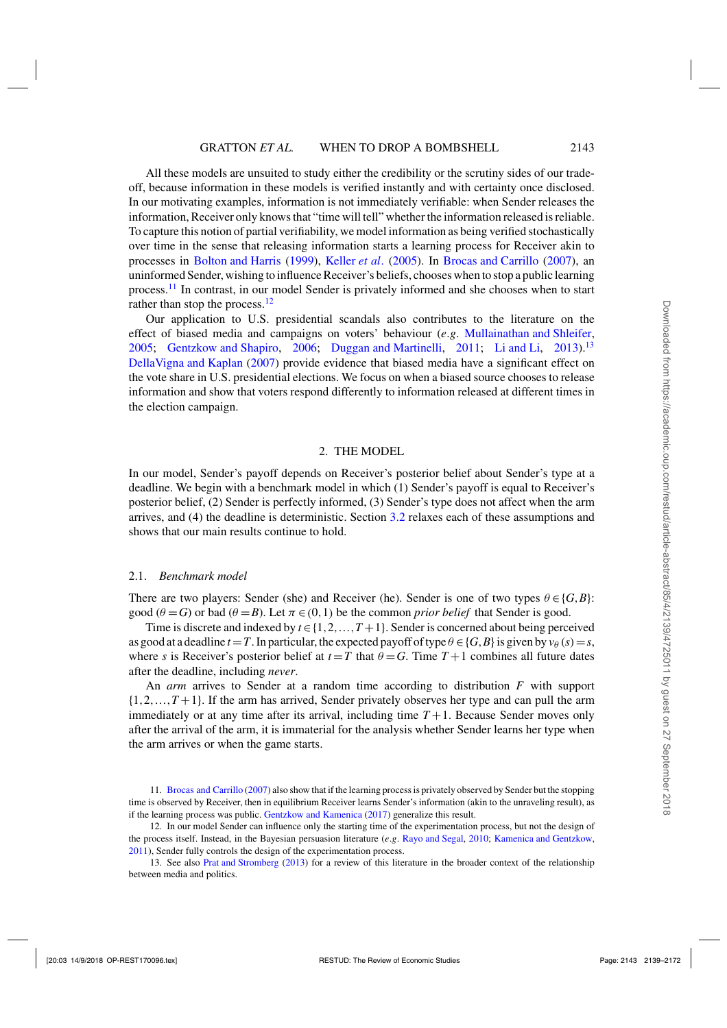All these models are unsuited to study either the credibility or the scrutiny sides of our trade-off, because information in these models is verified instantly and with certainty once disclosed. In our motivating examples, information is not immediately verifiable: when Sender releases the information, Receiver only knows that "time will tell" whether the information released is reliable. To capture this notion of partial verifiability, we model information as being verified stochastically over time in the sense that releasing information starts a learning process for Receiver akin to processes in Bolton and Harris (1999), Keller *et al*. (2005). In Brocas and Carrillo (2007), an uninformed Sender, wishing to influence Receiver's beliefs, chooses when to stop a public learning process.[11] In contrast, in our model Sender is privately informed and she chooses when to start rather than stop the process.[12]

Our application to U.S. presidential scandals also contributes to the literature on the effect of biased media and campaigns on voters' behaviour (*e.g.* Mullainathan and Shleifer, 2005; Gentzkow and Shapiro, 2006; Duggan and Martinelli, 2011; Li and Li, 2013).[13] DellaVigna and Kaplan (2007) provide evidence that biased media have a significant effect on the vote share in U.S. presidential elections. We focus on when a biased source chooses to release information and show that voters respond differently to information released at different times in the election campaign.

## 2. THE MODEL

In our model, Sender's payoff depends on Receiver's posterior belief about Sender's type at a deadline. We begin with a benchmark model in which (1) Sender's payoff is equal to Receiver's posterior belief, (2) Sender is perfectly informed, (3) Sender's type does not affect when the arm arrives, and (4) the deadline is deterministic. Section 3.2 relaxes each of these assumptions and shows that our main results continue to hold.

### 2.1. *Benchmark model*

There are two players: Sender (she) and Receiver (he). Sender is one of two types $\theta \in \{G, B\}$: good ($\theta = G$) or bad ($\theta = B$). Let $\pi \in (0,1)$ be the common *prior belief* that Sender is good.

Time is discrete and indexed by $t \in \{1, 2, \ldots, T+1\}$. Sender is concerned about being perceived as good at a deadline $t = T$. In particular, the expected payoff of type $\theta \in \{G, B\}$ is given by $v_\theta(s) = s$, where $s$ is Receiver's posterior belief at $t = T$ that $\theta = G$. Time $T+1$ combines all future dates after the deadline, including *never*.

An *arm* arrives to Sender at a random time according to distribution $F$ with support $\{1, 2, \ldots, T+1\}$. If the arm has arrived, Sender privately observes her type and can pull the arm immediately or at any time after its arrival, including time $T+1$. Because Sender moves only after the arrival of the arm, it is immaterial for the analysis whether Sender learns her type when the arm arrives or when the game starts.

11. Brocas and Carrillo (2007) also show that if the learning process is privately observed by Sender but the stopping time is observed by Receiver, then in equilibrium Receiver learns Sender's information (akin to the unraveling result), as if the learning process was public. Gentzkow and Kamenica (2017) generalize this result.

12. In our model Sender can influence only the starting time of the experimentation process, but not the design of the process itself. Instead, in the Bayesian persuasion literature (*e.g*. Rayo and Segal, 2010; Kamenica and Gentzkow, 2011), Sender fully controls the design of the experimentation process.

13. See also Prat and Stromberg (2013) for a review of this literature in the broader context of the relationship between media and politics.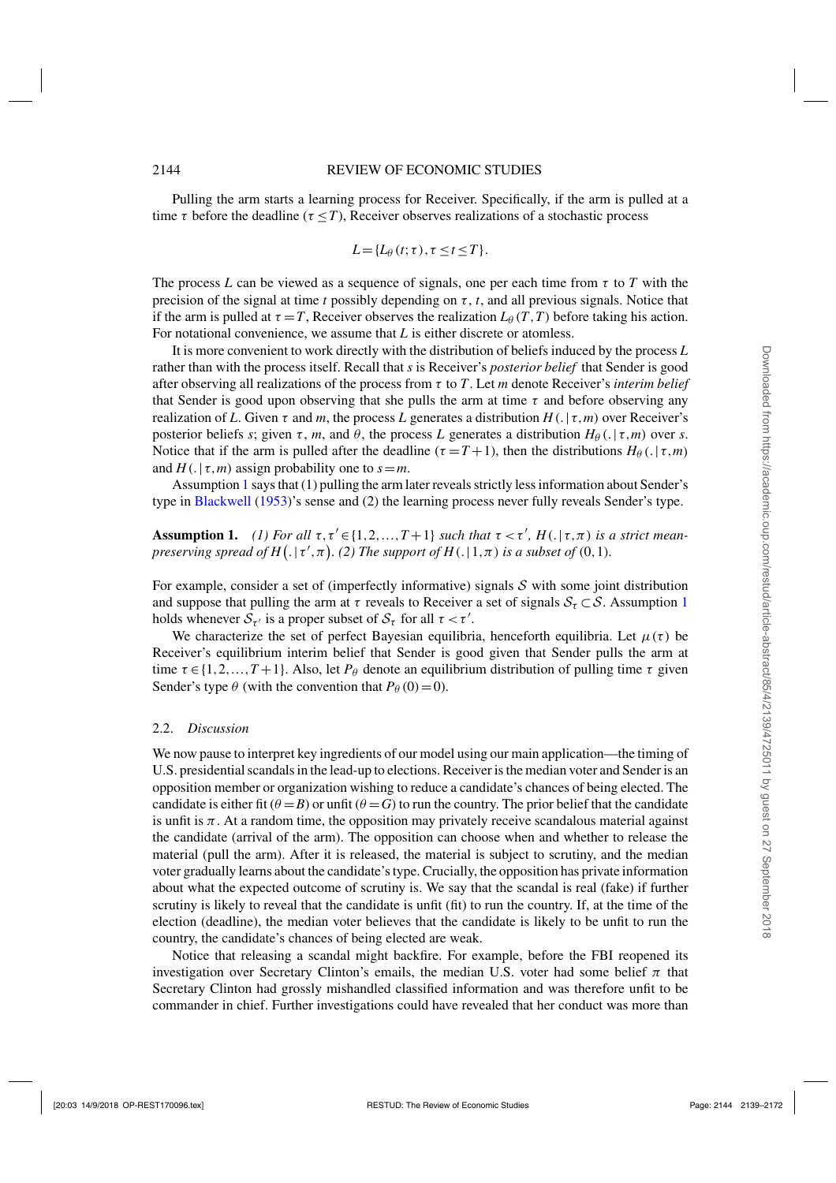Pulling the arm starts a learning process for Receiver. Specifically, if the arm is pulled at a time $\tau$ before the deadline ($\tau \leq T$), Receiver observes realizations of a stochastic process

$$L = \{L_\theta(t;\tau), \tau \leq t \leq T\}.$$

The process $L$ can be viewed as a sequence of signals, one per each time from $\tau$ to $T$ with the precision of the signal at time $t$ possibly depending on $\tau$, $t$, and all previous signals. Notice that if the arm is pulled at $\tau = T$, Receiver observes the realization $L_\theta(T,T)$ before taking his action. For notational convenience, we assume that $L$ is either discrete or atomless.

It is more convenient to work directly with the distribution of beliefs induced by the process $L$ rather than with the process itself. Recall that $s$ is Receiver's *posterior belief* that Sender is good after observing all realizations of the process from $\tau$ to $T$. Let $m$ denote Receiver's *interim belief* that Sender is good upon observing that she pulls the arm at time $\tau$ and before observing any realization of $L$. Given $\tau$ and $m$, the process $L$ generates a distribution $H(.|\tau,m)$ over Receiver's posterior beliefs $s$; given $\tau$, $m$, and $\theta$, the process $L$ generates a distribution $H_\theta(.|\tau,m)$ over $s$. Notice that if the arm is pulled after the deadline ($\tau = T+1$), then the distributions $H_\theta(.|\tau,m)$ and $H(.|\tau,m)$ assign probability one to $s = m$.

Assumption 1 says that (1) pulling the arm later reveals strictly less information about Sender's type in Blackwell (1953)'s sense and (2) the learning process never fully reveals Sender's type.

**Assumption 1.** *(1) For all $\tau, \tau' \in \{1,2,\dots,T+1\}$ such that $\tau < \tau'$, $H(.|\tau,\pi)$ is a strict mean-preserving spread of $H(.|\tau',\pi)$. (2) The support of $H(.|1,\pi)$ is a subset of $(0,1)$.*

For example, consider a set of (imperfectly informative) signals $\mathcal{S}$ with some joint distribution and suppose that pulling the arm at $\tau$ reveals to Receiver a set of signals $\mathcal{S}_\tau \subset \mathcal{S}$. Assumption 1 holds whenever $\mathcal{S}_{\tau'}$ is a proper subset of $\mathcal{S}_\tau$ for all $\tau < \tau'$.

We characterize the set of perfect Bayesian equilibria, henceforth equilibria. Let $\mu(\tau)$ be Receiver's equilibrium interim belief that Sender is good given that Sender pulls the arm at time $\tau \in \{1,2,\dots,T+1\}$. Also, let $P_\theta$ denote an equilibrium distribution of pulling time $\tau$ given Sender's type $\theta$ (with the convention that $P_\theta(0) = 0$).

### 2.2. *Discussion*

We now pause to interpret key ingredients of our model using our main application—the timing of U.S. presidential scandals in the lead-up to elections. Receiver is the median voter and Sender is an opposition member or organization wishing to reduce a candidate's chances of being elected. The candidate is either fit ($\theta = B$) or unfit ($\theta = G$) to run the country. The prior belief that the candidate is unfit is $\pi$. At a random time, the opposition may privately receive scandalous material against the candidate (arrival of the arm). The opposition can choose when and whether to release the material (pull the arm). After it is released, the material is subject to scrutiny, and the median voter gradually learns about the candidate's type. Crucially, the opposition has private information about what the expected outcome of scrutiny is. We say that the scandal is real (fake) if further scrutiny is likely to reveal that the candidate is unfit (fit) to run the country. If, at the time of the election (deadline), the median voter believes that the candidate is likely to be unfit to run the country, the candidate's chances of being elected are weak.

Notice that releasing a scandal might backfire. For example, before the FBI reopened its investigation over Secretary Clinton's emails, the median U.S. voter had some belief $\pi$ that Secretary Clinton had grossly mishandled classified information and was therefore unfit to be commander in chief. Further investigations could have revealed that her conduct was more than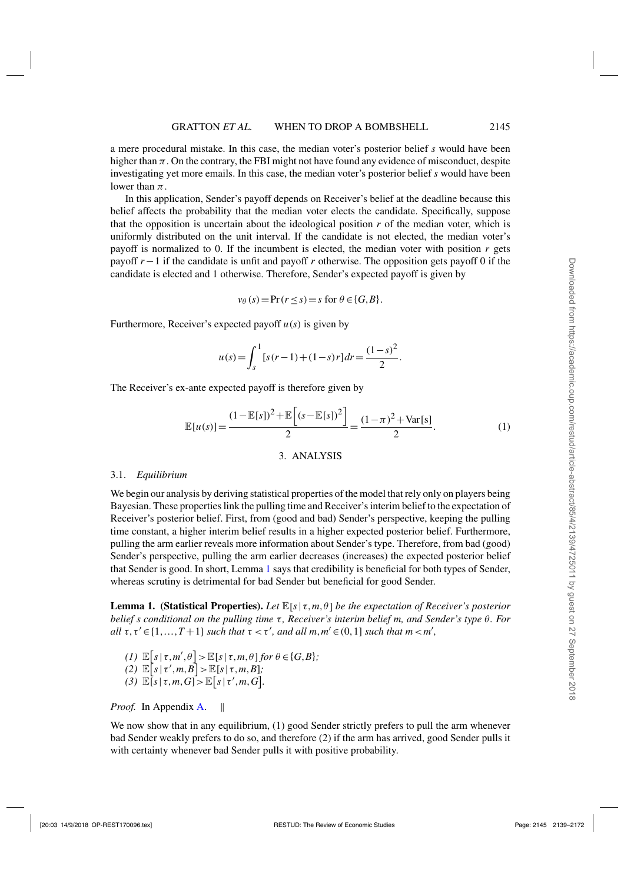a mere procedural mistake. In this case, the median voter's posterior belief $s$ would have been higher than $\pi$. On the contrary, the FBI might not have found any evidence of misconduct, despite investigating yet more emails. In this case, the median voter's posterior belief $s$ would have been lower than $\pi$.

In this application, Sender's payoff depends on Receiver's belief at the deadline because this belief affects the probability that the median voter elects the candidate. Specifically, suppose that the opposition is uncertain about the ideological position $r$ of the median voter, which is uniformly distributed on the unit interval. If the candidate is not elected, the median voter's payoff is normalized to 0. If the incumbent is elected, the median voter with position $r$ gets payoff $r-1$ if the candidate is unfit and payoff $r$ otherwise. The opposition gets payoff 0 if the candidate is elected and 1 otherwise. Therefore, Sender's expected payoff is given by

$$v_\theta(s) = \Pr(r \le s) = s \text{ for } \theta \in \{G, B\}.$$

Furthermore, Receiver's expected payoff $u(s)$ is given by

$$u(s) = \int_s^1 [s(r-1) + (1-s)r]\, dr = \frac{(1-s)^2}{2}.$$

The Receiver's ex-ante expected payoff is therefore given by

$$\mathbb{E}[u(s)] = \frac{(1-\mathbb{E}[s])^2 + \mathbb{E}\left[(s-\mathbb{E}[s])^2\right]}{2} = \frac{(1-\pi)^2 + \text{Var}[s]}{2}. \tag{1}$$

## 3. ANALYSIS

### 3.1. *Equilibrium*

We begin our analysis by deriving statistical properties of the model that rely only on players being Bayesian. These properties link the pulling time and Receiver's interim belief to the expectation of Receiver's posterior belief. First, from (good and bad) Sender's perspective, keeping the pulling time constant, a higher interim belief results in a higher expected posterior belief. Furthermore, pulling the arm earlier reveals more information about Sender's type. Therefore, from bad (good) Sender's perspective, pulling the arm earlier decreases (increases) the expected posterior belief that Sender is good. In short, Lemma 1 says that credibility is beneficial for both types of Sender, whereas scrutiny is detrimental for bad Sender but beneficial for good Sender.

**Lemma 1. (Statistical Properties).** *Let $\mathbb{E}[s \mid \tau, m, \theta]$ be the expectation of Receiver's posterior belief $s$ conditional on the pulling time $\tau$, Receiver's interim belief $m$, and Sender's type $\theta$. For all $\tau, \tau' \in \{1, \ldots, T+1\}$ such that $\tau < \tau'$, and all $m, m' \in (0,1]$ such that $m < m'$,*

*(1) $\mathbb{E}\left[s \mid \tau, m', \theta\right] > \mathbb{E}[s \mid \tau, m, \theta]$ for $\theta \in \{G, B\}$;*
*(2) $\mathbb{E}\left[s \mid \tau', m, B\right] > \mathbb{E}[s \mid \tau, m, B]$;*
*(3) $\mathbb{E}[s \mid \tau, m, G] > \mathbb{E}\left[s \mid \tau', m, G\right]$.*

*Proof.* In Appendix A. ‖

We now show that in any equilibrium, (1) good Sender strictly prefers to pull the arm whenever bad Sender weakly prefers to do so, and therefore (2) if the arm has arrived, good Sender pulls it with certainty whenever bad Sender pulls it with positive probability.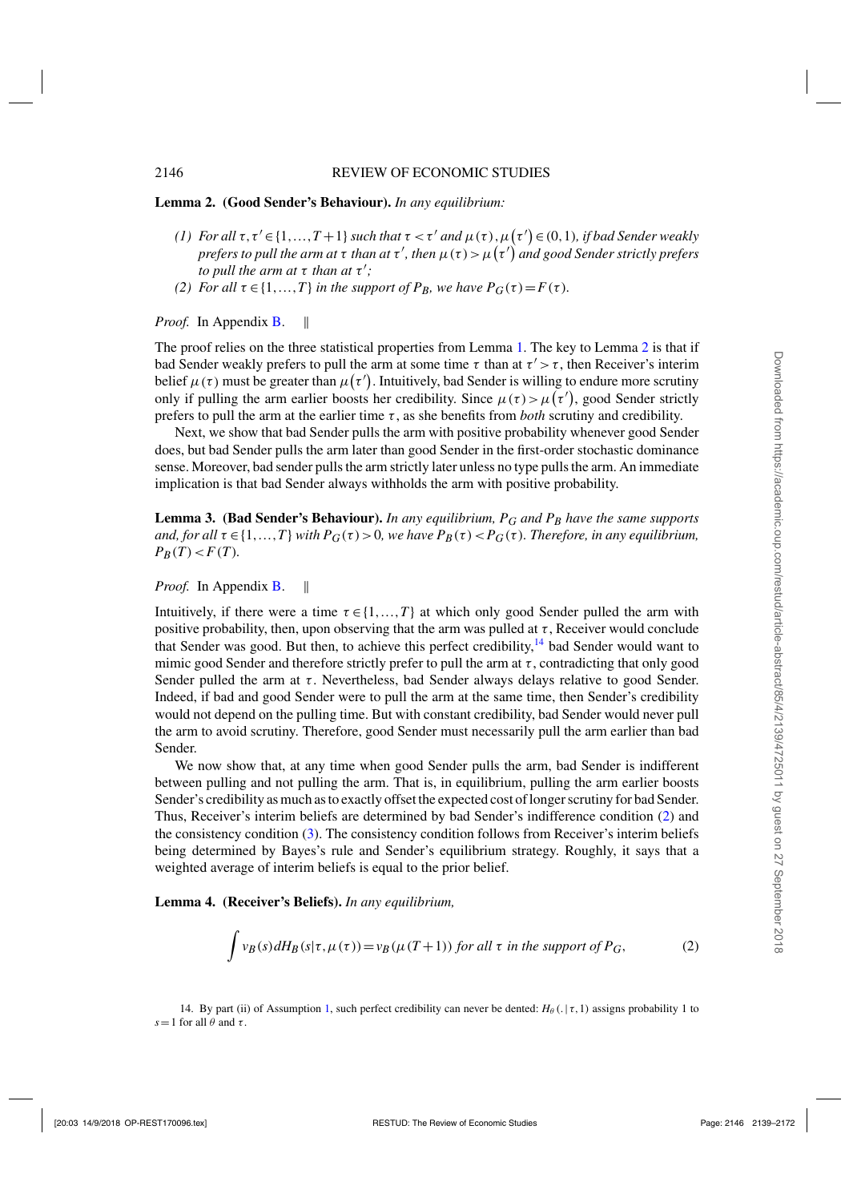**Lemma 2. (Good Sender's Behaviour).** *In any equilibrium:*

*(1) For all $\tau, \tau' \in \{1,\dots,T+1\}$ such that $\tau < \tau'$ and $\mu(\tau), \mu(\tau') \in (0,1)$, if bad Sender weakly prefers to pull the arm at $\tau$ than at $\tau'$, then $\mu(\tau) > \mu(\tau')$ and good Sender strictly prefers to pull the arm at $\tau$ than at $\tau'$;*

*(2) For all $\tau \in \{1,\dots,T\}$ in the support of $P_B$, we have $P_G(\tau) = F(\tau)$.*

*Proof.* In Appendix B. ‖

The proof relies on the three statistical properties from Lemma 1. The key to Lemma 2 is that if bad Sender weakly prefers to pull the arm at some time $\tau$ than at $\tau' > \tau$, then Receiver's interim belief $\mu(\tau)$ must be greater than $\mu(\tau')$. Intuitively, bad Sender is willing to endure more scrutiny only if pulling the arm earlier boosts her credibility. Since $\mu(\tau) > \mu(\tau')$, good Sender strictly prefers to pull the arm at the earlier time $\tau$, as she benefits from *both* scrutiny and credibility.

Next, we show that bad Sender pulls the arm with positive probability whenever good Sender does, but bad Sender pulls the arm later than good Sender in the first-order stochastic dominance sense. Moreover, bad sender pulls the arm strictly later unless no type pulls the arm. An immediate implication is that bad Sender always withholds the arm with positive probability.

**Lemma 3. (Bad Sender's Behaviour).** *In any equilibrium, $P_G$ and $P_B$ have the same supports and, for all $\tau \in \{1,\dots,T\}$ with $P_G(\tau) > 0$, we have $P_B(\tau) < P_G(\tau)$. Therefore, in any equilibrium, $P_B(T) < F(T)$.*

*Proof.* In Appendix B. ‖

Intuitively, if there were a time $\tau \in \{1,\dots,T\}$ at which only good Sender pulled the arm with positive probability, then, upon observing that the arm was pulled at $\tau$, Receiver would conclude that Sender was good. But then, to achieve this perfect credibility,[14] bad Sender would want to mimic good Sender and therefore strictly prefer to pull the arm at $\tau$, contradicting that only good Sender pulled the arm at $\tau$. Nevertheless, bad Sender always delays relative to good Sender. Indeed, if bad and good Sender were to pull the arm at the same time, then Sender's credibility would not depend on the pulling time. But with constant credibility, bad Sender would never pull the arm to avoid scrutiny. Therefore, good Sender must necessarily pull the arm earlier than bad Sender.

We now show that, at any time when good Sender pulls the arm, bad Sender is indifferent between pulling and not pulling the arm. That is, in equilibrium, pulling the arm earlier boosts Sender's credibility as much as to exactly offset the expected cost of longer scrutiny for bad Sender. Thus, Receiver's interim beliefs are determined by bad Sender's indifference condition (2) and the consistency condition (3). The consistency condition follows from Receiver's interim beliefs being determined by Bayes's rule and Sender's equilibrium strategy. Roughly, it says that a weighted average of interim beliefs is equal to the prior belief.

**Lemma 4. (Receiver's Beliefs).** *In any equilibrium,*

$$\int v_B(s)\,dH_B(s|\tau,\mu(\tau)) = v_B(\mu(T+1)) \text{ for all } \tau \text{ in the support of } P_G, \tag{2}$$

14. By part (ii) of Assumption 1, such perfect credibility can never be dented: $H_\theta(.|\tau,1)$ assigns probability 1 to $s=1$ for all $\theta$ and $\tau$.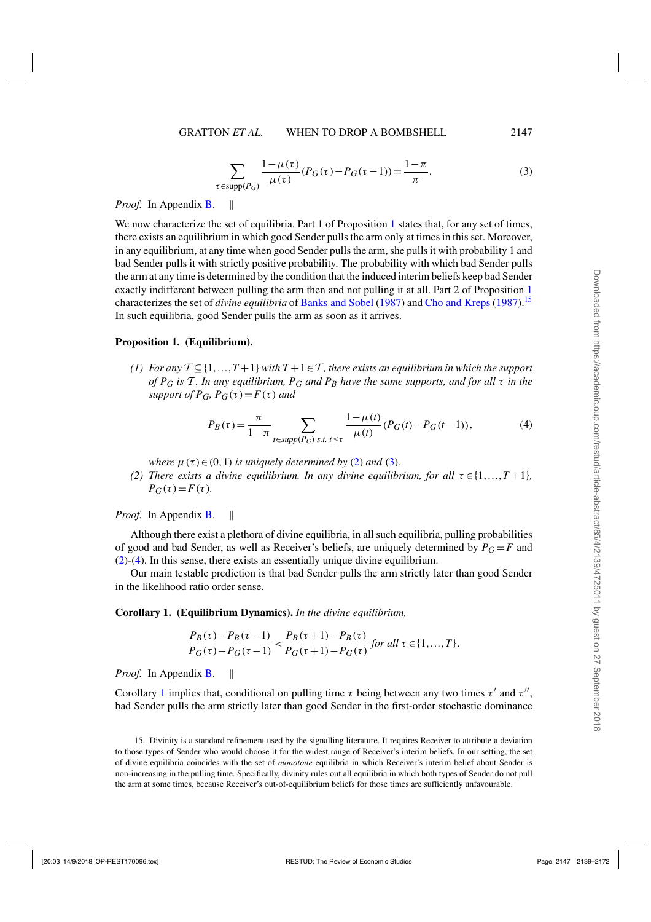$$\sum_{\tau \in \text{supp}(P_G)} \frac{1-\mu(\tau)}{\mu(\tau)} (P_G(\tau) - P_G(\tau-1)) = \frac{1-\pi}{\pi}. \tag{3}$$

*Proof.* In Appendix B. ‖

We now characterize the set of equilibria. Part 1 of Proposition 1 states that, for any set of times, there exists an equilibrium in which good Sender pulls the arm only at times in this set. Moreover, in any equilibrium, at any time when good Sender pulls the arm, she pulls it with probability 1 and bad Sender pulls it with strictly positive probability. The probability with which bad Sender pulls the arm at any time is determined by the condition that the induced interim beliefs keep bad Sender exactly indifferent between pulling the arm then and not pulling it at all. Part 2 of Proposition 1 characterizes the set of *divine equilibria* of Banks and Sobel (1987) and Cho and Kreps (1987).[15] In such equilibria, good Sender pulls the arm as soon as it arrives.

**Proposition 1. (Equilibrium).**

*(1) For any $\mathcal{T} \subseteq \{1,\ldots,T+1\}$ with $T+1 \in \mathcal{T}$, there exists an equilibrium in which the support of $P_G$ is $\mathcal{T}$. In any equilibrium, $P_G$ and $P_B$ have the same supports, and for all $\tau$ in the support of $P_G$, $P_G(\tau) = F(\tau)$ and*

$$P_B(\tau) = \frac{\pi}{1-\pi} \sum_{t \in supp(P_G) \text{ s.t. } t \leq \tau} \frac{1-\mu(t)}{\mu(t)} (P_G(t) - P_G(t-1)), \tag{4}$$

*where $\mu(\tau) \in (0,1)$ is uniquely determined by (2) and (3).*

*(2) There exists a divine equilibrium. In any divine equilibrium, for all $\tau \in \{1,\ldots,T+1\}$, $P_G(\tau) = F(\tau)$.*

*Proof.* In Appendix B. ‖

Although there exist a plethora of divine equilibria, in all such equilibria, pulling probabilities of good and bad Sender, as well as Receiver's beliefs, are uniquely determined by $P_G = F$ and (2)-(4). In this sense, there exists an essentially unique divine equilibrium.

Our main testable prediction is that bad Sender pulls the arm strictly later than good Sender in the likelihood ratio order sense.

**Corollary 1. (Equilibrium Dynamics).** *In the divine equilibrium,*

$$\frac{P_B(\tau) - P_B(\tau-1)}{P_G(\tau) - P_G(\tau-1)} < \frac{P_B(\tau+1) - P_B(\tau)}{P_G(\tau+1) - P_G(\tau)} \text{ for all } \tau \in \{1,\ldots,T\}.$$

*Proof.* In Appendix B. ‖

Corollary 1 implies that, conditional on pulling time $\tau$ being between any two times $\tau'$ and $\tau''$, bad Sender pulls the arm strictly later than good Sender in the first-order stochastic dominance

15. Divinity is a standard refinement used by the signalling literature. It requires Receiver to attribute a deviation to those types of Sender who would choose it for the widest range of Receiver's interim beliefs. In our setting, the set of divine equilibria coincides with the set of *monotone* equilibria in which Receiver's interim belief about Sender is non-increasing in the pulling time. Specifically, divinity rules out all equilibria in which both types of Sender do not pull the arm at some times, because Receiver's out-of-equilibrium beliefs for those times are sufficiently unfavourable.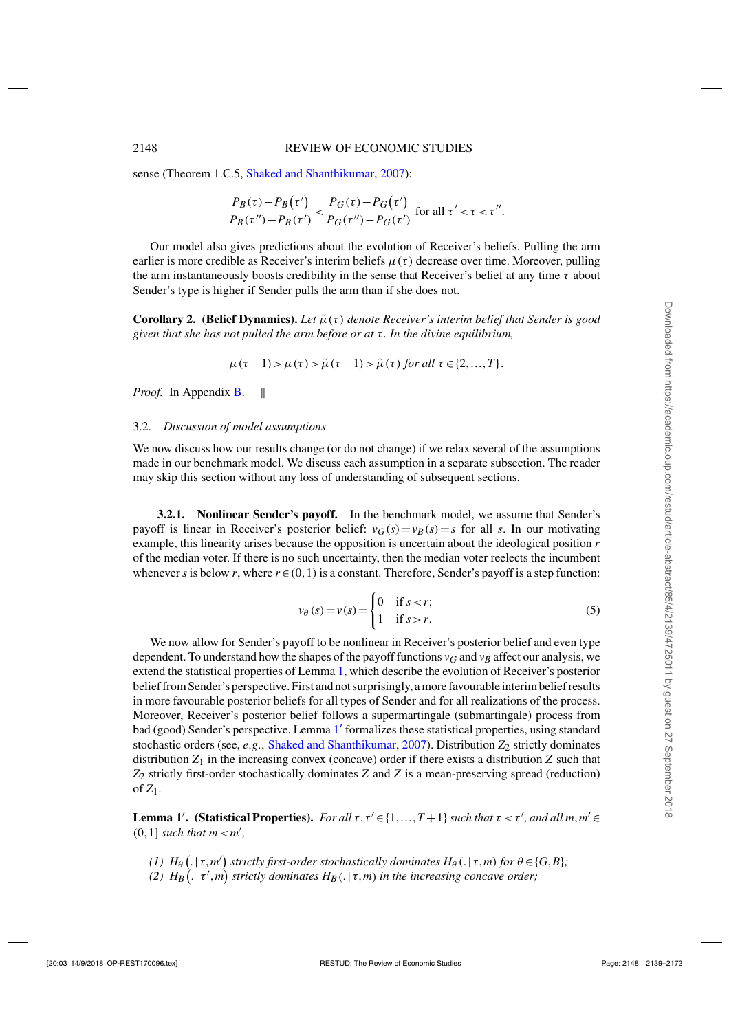sense (Theorem 1.C.5, Shaked and Shanthikumar, 2007):

$$\frac{P_B(\tau)-P_B(\tau')}{P_B(\tau'')-P_B(\tau')}<\frac{P_G(\tau)-P_G(\tau')}{P_G(\tau'')-P_G(\tau')}\text{ for all }\tau'<\tau<\tau''.$$

Our model also gives predictions about the evolution of Receiver's beliefs. Pulling the arm earlier is more credible as Receiver's interim beliefs $\mu(\tau)$ decrease over time. Moreover, pulling the arm instantaneously boosts credibility in the sense that Receiver's belief at any time $\tau$ about Sender's type is higher if Sender pulls the arm than if she does not.

**Corollary 2. (Belief Dynamics).** *Let $\tilde{\mu}(\tau)$ denote Receiver's interim belief that Sender is good given that she has not pulled the arm before or at $\tau$. In the divine equilibrium,*

$$\mu(\tau-1)>\mu(\tau)>\tilde{\mu}(\tau-1)>\tilde{\mu}(\tau)\text{ for all }\tau\in\{2,\ldots,T\}.$$

*Proof.* In Appendix B. ‖

### 3.2. *Discussion of model assumptions*

We now discuss how our results change (or do not change) if we relax several of the assumptions made in our benchmark model. We discuss each assumption in a separate subsection. The reader may skip this section without any loss of understanding of subsequent sections.

**3.2.1. Nonlinear Sender's payoff.** In the benchmark model, we assume that Sender's payoff is linear in Receiver's posterior belief: $v_G(s)=v_B(s)=s$ for all $s$. In our motivating example, this linearity arises because the opposition is uncertain about the ideological position $r$ of the median voter. If there is no such uncertainty, then the median voter reelects the incumbent whenever $s$ is below $r$, where $r\in(0,1)$ is a constant. Therefore, Sender's payoff is a step function:

$$v_\theta(s)=v(s)=\begin{cases}0 & \text{if } s<r;\\ 1 & \text{if } s>r.\end{cases} \tag{5}$$

We now allow for Sender's payoff to be nonlinear in Receiver's posterior belief and even type dependent. To understand how the shapes of the payoff functions $v_G$ and $v_B$ affect our analysis, we extend the statistical properties of Lemma 1, which describe the evolution of Receiver's posterior belief from Sender's perspective. First and not surprisingly, a more favourable interim belief results in more favourable posterior beliefs for all types of Sender and for all realizations of the process. Moreover, Receiver's posterior belief follows a supermartingale (submartingale) process from bad (good) Sender's perspective. Lemma 1′ formalizes these statistical properties, using standard stochastic orders (see, *e.g.*, Shaked and Shanthikumar, 2007). Distribution $Z_2$ strictly dominates distribution $Z_1$ in the increasing convex (concave) order if there exists a distribution $Z$ such that $Z_2$ strictly first-order stochastically dominates $Z$ and $Z$ is a mean-preserving spread (reduction) of $Z_1$.

**Lemma 1′. (Statistical Properties).** *For all $\tau,\tau'\in\{1,\ldots,T+1\}$ such that $\tau<\tau'$, and all $m,m'\in(0,1]$ such that $m<m'$,*

*(1) $H_\theta(.|\tau,m')$ strictly first-order stochastically dominates $H_\theta(.|\tau,m)$ for $\theta\in\{G,B\}$;*
*(2) $H_B(.|\tau',m)$ strictly dominates $H_B(.|\tau,m)$ in the increasing concave order;*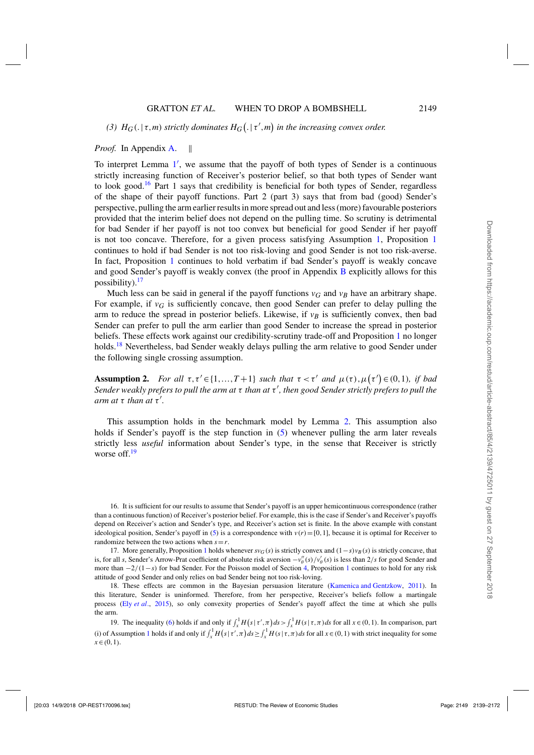*(3) $H_G(.|\tau,m)$ strictly dominates $H_G(.|\tau',m)$ in the increasing convex order.*

*Proof.* In Appendix A. ‖

To interpret Lemma 1′, we assume that the payoff of both types of Sender is a continuous strictly increasing function of Receiver's posterior belief, so that both types of Sender want to look good.[16] Part 1 says that credibility is beneficial for both types of Sender, regardless of the shape of their payoff functions. Part 2 (part 3) says that from bad (good) Sender's perspective, pulling the arm earlier results in more spread out and less (more) favourable posteriors provided that the interim belief does not depend on the pulling time. So scrutiny is detrimental for bad Sender if her payoff is not too convex but beneficial for good Sender if her payoff is not too concave. Therefore, for a given process satisfying Assumption 1, Proposition 1 continues to hold if bad Sender is not too risk-loving and good Sender is not too risk-averse. In fact, Proposition 1 continues to hold verbatim if bad Sender's payoff is weakly concave and good Sender's payoff is weakly convex (the proof in Appendix B explicitly allows for this possibility).[17]

Much less can be said in general if the payoff functions $v_G$ and $v_B$ have an arbitrary shape. For example, if $v_G$ is sufficiently concave, then good Sender can prefer to delay pulling the arm to reduce the spread in posterior beliefs. Likewise, if $v_B$ is sufficiently convex, then bad Sender can prefer to pull the arm earlier than good Sender to increase the spread in posterior beliefs. These effects work against our credibility-scrutiny trade-off and Proposition 1 no longer holds.[18] Nevertheless, bad Sender weakly delays pulling the arm relative to good Sender under the following single crossing assumption.

**Assumption 2.** *For all $\tau,\tau'\in\{1,\dots,T+1\}$ such that $\tau<\tau'$ and $\mu(\tau),\mu(\tau')\in(0,1)$, if bad Sender weakly prefers to pull the arm at $\tau$ than at $\tau'$, then good Sender strictly prefers to pull the arm at $\tau$ than at $\tau'$.*

This assumption holds in the benchmark model by Lemma 2. This assumption also holds if Sender's payoff is the step function in (5) whenever pulling the arm later reveals strictly less *useful* information about Sender's type, in the sense that Receiver is strictly worse off.[19]

16. It is sufficient for our results to assume that Sender's payoff is an upper hemicontinuous correspondence (rather than a continuous function) of Receiver's posterior belief. For example, this is the case if Sender's and Receiver's payoffs depend on Receiver's action and Sender's type, and Receiver's action set is finite. In the above example with constant ideological position, Sender's payoff in (5) is a correspondence with $v(r)=[0,1]$, because it is optimal for Receiver to randomize between the two actions when $s=r$.

17. More generally, Proposition 1 holds whenever $sv_G(s)$ is strictly convex and $(1-s)v_B(s)$ is strictly concave, that is, for all $s$, Sender's Arrow-Prat coefficient of absolute risk aversion $-v_\theta''(s)/v_\theta'(s)$ is less than $2/s$ for good Sender and more than $-2/(1-s)$ for bad Sender. For the Poisson model of Section 4, Proposition 1 continues to hold for any risk attitude of good Sender and only relies on bad Sender being not too risk-loving.

18. These effects are common in the Bayesian persuasion literature (Kamenica and Gentzkow, 2011). In this literature, Sender is uninformed. Therefore, from her perspective, Receiver's beliefs follow a martingale process (Ely *et al*., 2015), so only convexity properties of Sender's payoff affect the time at which she pulls the arm.

19. The inequality (6) holds if and only if $\int_x^1 H(s|\tau',\pi)ds > \int_x^1 H(s|\tau,\pi)ds$ for all $x\in(0,1)$. In comparison, part (i) of Assumption 1 holds if and only if $\int_x^1 H(s|\tau',\pi)ds \geq \int_x^1 H(s|\tau,\pi)ds$ for all $x\in(0,1)$ with strict inequality for some $x\in(0,1)$.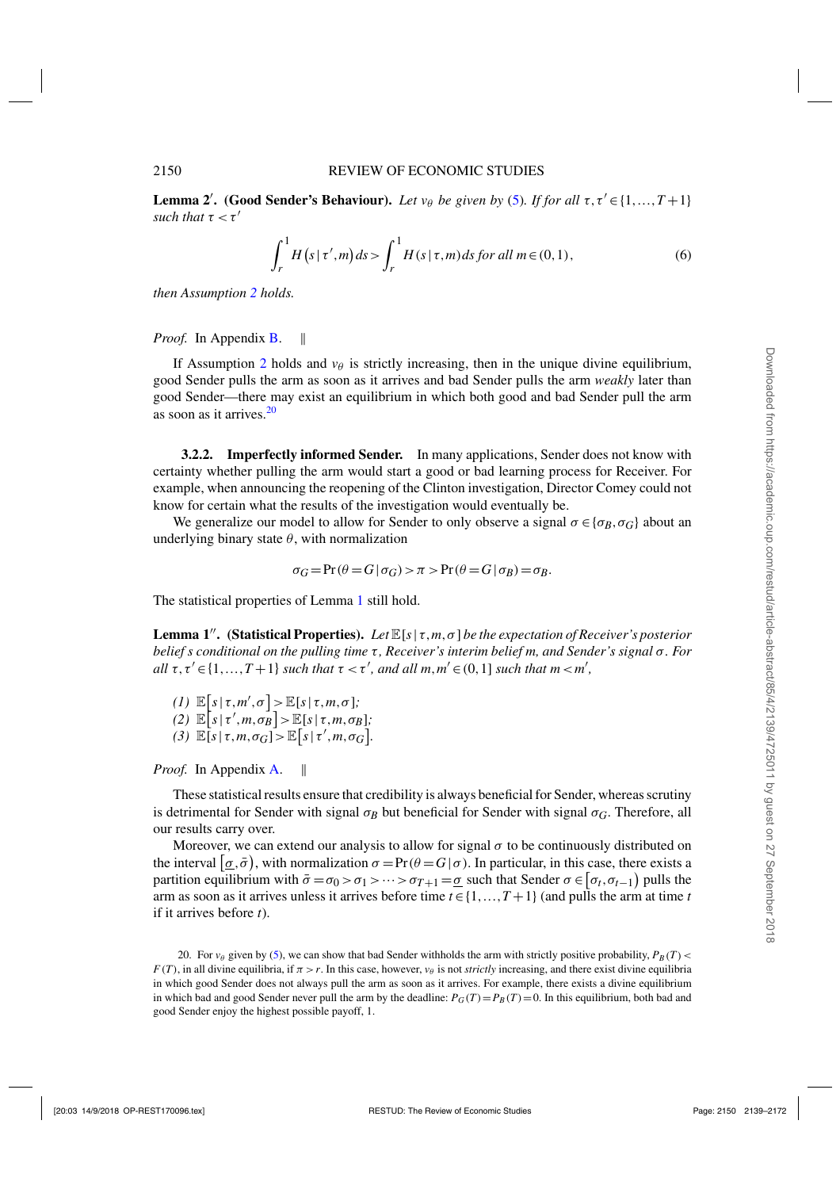**Lemma 2′. (Good Sender's Behaviour).** *Let $v_\theta$ be given by (5). If for all $\tau, \tau' \in \{1,\ldots,T+1\}$ such that $\tau < \tau'$*

$$\int_r^1 H\left(s \mid \tau', m\right) ds > \int_r^1 H(s \mid \tau, m)\, ds \text{ for all } m \in (0,1), \tag{6}$$

*then Assumption 2 holds.*

*Proof.* In Appendix B. ‖

If Assumption 2 holds and $v_\theta$ is strictly increasing, then in the unique divine equilibrium, good Sender pulls the arm as soon as it arrives and bad Sender pulls the arm *weakly* later than good Sender—there may exist an equilibrium in which both good and bad Sender pull the arm as soon as it arrives.[20]

### 3.2.2. Imperfectly informed Sender.

In many applications, Sender does not know with certainty whether pulling the arm would start a good or bad learning process for Receiver. For example, when announcing the reopening of the Clinton investigation, Director Comey could not know for certain what the results of the investigation would eventually be.

We generalize our model to allow for Sender to only observe a signal $\sigma \in \{\sigma_B, \sigma_G\}$ about an underlying binary state $\theta$, with normalization

$$\sigma_G = \Pr(\theta = G \mid \sigma_G) > \pi > \Pr(\theta = G \mid \sigma_B) = \sigma_B.$$

The statistical properties of Lemma 1 still hold.

**Lemma 1″. (Statistical Properties).** *Let $\mathbb{E}[s \mid \tau, m, \sigma]$ be the expectation of Receiver's posterior belief $s$ conditional on the pulling time $\tau$, Receiver's interim belief $m$, and Sender's signal $\sigma$. For all $\tau, \tau' \in \{1,\ldots,T+1\}$ such that $\tau < \tau'$, and all $m, m' \in (0,1]$ such that $m < m'$,*

*(1)* $\mathbb{E}\left[s \mid \tau, m', \sigma\right] > \mathbb{E}[s \mid \tau, m, \sigma]$*;*
*(2)* $\mathbb{E}\left[s \mid \tau', m, \sigma_B\right] > \mathbb{E}[s \mid \tau, m, \sigma_B]$*;*
*(3)* $\mathbb{E}[s \mid \tau, m, \sigma_G] > \mathbb{E}\left[s \mid \tau', m, \sigma_G\right]$.

*Proof.* In Appendix A. ‖

These statistical results ensure that credibility is always beneficial for Sender, whereas scrutiny is detrimental for Sender with signal $\sigma_B$ but beneficial for Sender with signal $\sigma_G$. Therefore, all our results carry over.

Moreover, we can extend our analysis to allow for signal $\sigma$ to be continuously distributed on the interval $\left[\underline{\sigma}, \bar{\sigma}\right)$, with normalization $\sigma = \Pr(\theta = G \mid \sigma)$. In particular, in this case, there exists a partition equilibrium with $\bar{\sigma} = \sigma_0 > \sigma_1 > \cdots > \sigma_{T+1} = \underline{\sigma}$ such that Sender $\sigma \in \left[\sigma_t, \sigma_{t-1}\right)$ pulls the arm as soon as it arrives unless it arrives before time $t \in \{1,\ldots,T+1\}$ (and pulls the arm at time $t$ if it arrives before $t$).

[20] For $v_\theta$ given by (5), we can show that bad Sender withholds the arm with strictly positive probability, $P_B(T) < F(T)$, in all divine equilibria, if $\pi > r$. In this case, however, $v_\theta$ is not *strictly* increasing, and there exist divine equilibria in which good Sender does not always pull the arm as soon as it arrives. For example, there exists a divine equilibrium in which bad and good Sender never pull the arm by the deadline: $P_G(T) = P_B(T) = 0$. In this equilibrium, both bad and good Sender enjoy the highest possible payoff, 1.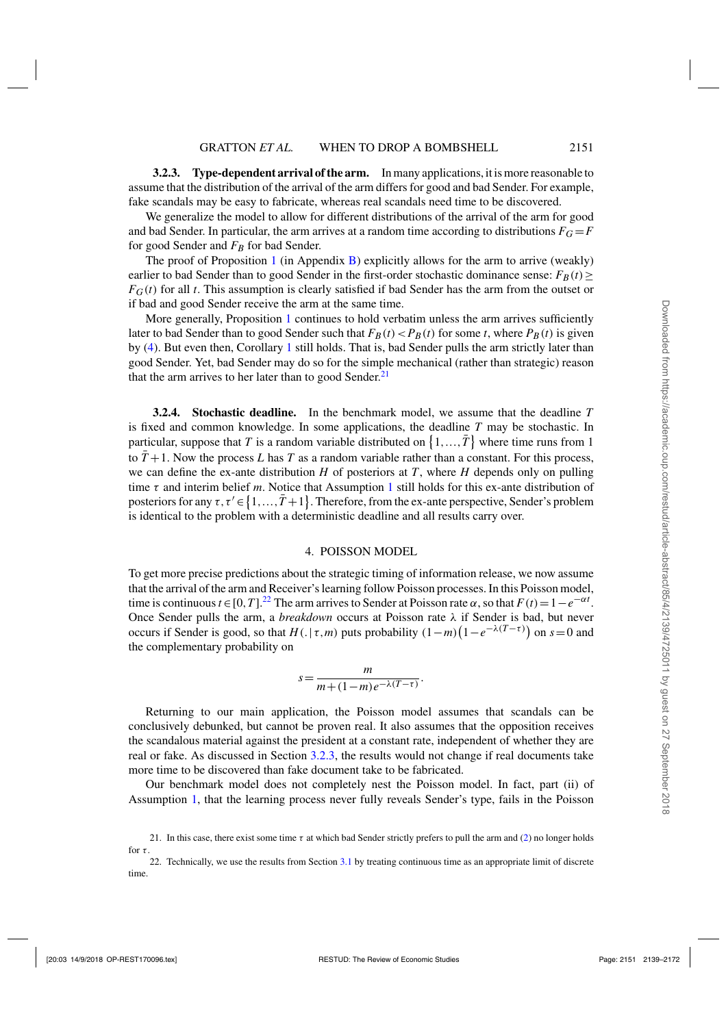### 3.2.3. Type-dependent arrival of the arm.

In many applications, it is more reasonable to assume that the distribution of the arrival of the arm differs for good and bad Sender. For example, fake scandals may be easy to fabricate, whereas real scandals need time to be discovered.

We generalize the model to allow for different distributions of the arrival of the arm for good and bad Sender. In particular, the arm arrives at a random time according to distributions $F_G = F$ for good Sender and $F_B$ for bad Sender.

The proof of Proposition 1 (in Appendix B) explicitly allows for the arm to arrive (weakly) earlier to bad Sender than to good Sender in the first-order stochastic dominance sense: $F_B(t) \geq F_G(t)$ for all $t$. This assumption is clearly satisfied if bad Sender has the arm from the outset or if bad and good Sender receive the arm at the same time.

More generally, Proposition 1 continues to hold verbatim unless the arm arrives sufficiently later to bad Sender than to good Sender such that $F_B(t) < P_B(t)$ for some $t$, where $P_B(t)$ is given by (4). But even then, Corollary 1 still holds. That is, bad Sender pulls the arm strictly later than good Sender. Yet, bad Sender may do so for the simple mechanical (rather than strategic) reason that the arm arrives to her later than to good Sender.[21]

### 3.2.4. Stochastic deadline.

In the benchmark model, we assume that the deadline $T$ is fixed and common knowledge. In some applications, the deadline $T$ may be stochastic. In particular, suppose that $T$ is a random variable distributed on $\{1,\ldots,\bar{T}\}$ where time runs from 1 to $\bar{T}+1$. Now the process $L$ has $T$ as a random variable rather than a constant. For this process, we can define the ex-ante distribution $H$ of posteriors at $T$, where $H$ depends only on pulling time $\tau$ and interim belief $m$. Notice that Assumption 1 still holds for this ex-ante distribution of posteriors for any $\tau, \tau' \in \{1,\ldots,\bar{T}+1\}$. Therefore, from the ex-ante perspective, Sender's problem is identical to the problem with a deterministic deadline and all results carry over.

## 4. POISSON MODEL

To get more precise predictions about the strategic timing of information release, we now assume that the arrival of the arm and Receiver's learning follow Poisson processes. In this Poisson model, time is continuous $t \in [0,T]$.[22] The arm arrives to Sender at Poisson rate $\alpha$, so that $F(t) = 1 - e^{-\alpha t}$. Once Sender pulls the arm, a *breakdown* occurs at Poisson rate $\lambda$ if Sender is bad, but never occurs if Sender is good, so that $H(.\,|\,\tau, m)$ puts probability $(1-m)\left(1-e^{-\lambda(T-\tau)}\right)$ on $s=0$ and the complementary probability on

$$s = \frac{m}{m+(1-m)e^{-\lambda(T-\tau)}}.$$

Returning to our main application, the Poisson model assumes that scandals can be conclusively debunked, but cannot be proven real. It also assumes that the opposition receives the scandalous material against the president at a constant rate, independent of whether they are real or fake. As discussed in Section 3.2.3, the results would not change if real documents take more time to be discovered than fake document take to be fabricated.

Our benchmark model does not completely nest the Poisson model. In fact, part (ii) of Assumption 1, that the learning process never fully reveals Sender's type, fails in the Poisson

21. In this case, there exist some time $\tau$ at which bad Sender strictly prefers to pull the arm and (2) no longer holds for $\tau$.

22. Technically, we use the results from Section 3.1 by treating continuous time as an appropriate limit of discrete time.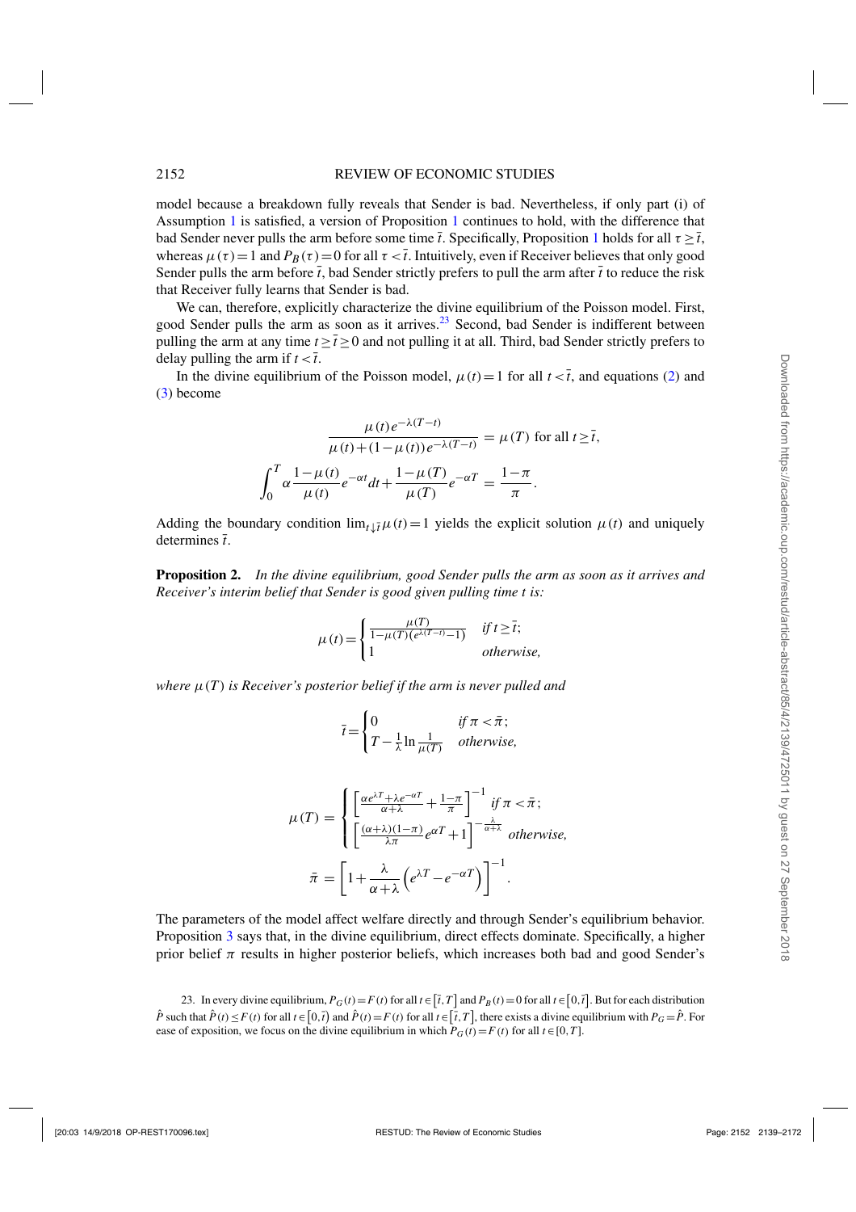model because a breakdown fully reveals that Sender is bad. Nevertheless, if only part (i) of Assumption 1 is satisfied, a version of Proposition 1 continues to hold, with the difference that bad Sender never pulls the arm before some time $\bar{t}$. Specifically, Proposition 1 holds for all $\tau \geq \bar{t}$, whereas $\mu(\tau)=1$ and $P_B(\tau)=0$ for all $\tau < \bar{t}$. Intuitively, even if Receiver believes that only good Sender pulls the arm before $\bar{t}$, bad Sender strictly prefers to pull the arm after $\bar{t}$ to reduce the risk that Receiver fully learns that Sender is bad.

We can, therefore, explicitly characterize the divine equilibrium of the Poisson model. First, good Sender pulls the arm as soon as it arrives.[23] Second, bad Sender is indifferent between pulling the arm at any time $t \geq \bar{t} \geq 0$ and not pulling it at all. Third, bad Sender strictly prefers to delay pulling the arm if $t < \bar{t}$.

In the divine equilibrium of the Poisson model, $\mu(t)=1$ for all $t < \bar{t}$, and equations (2) and (3) become

$$\frac{\mu(t)e^{-\lambda(T-t)}}{\mu(t)+(1-\mu(t))e^{-\lambda(T-t)}} = \mu(T) \text{ for all } t \geq \bar{t},$$

$$\int_0^T \alpha \frac{1-\mu(t)}{\mu(t)} e^{-\alpha t} dt + \frac{1-\mu(T)}{\mu(T)} e^{-\alpha T} = \frac{1-\pi}{\pi}.$$

Adding the boundary condition $\lim_{t \downarrow \bar{t}} \mu(t)=1$ yields the explicit solution $\mu(t)$ and uniquely determines $\bar{t}$.

**Proposition 2.** *In the divine equilibrium, good Sender pulls the arm as soon as it arrives and Receiver's interim belief that Sender is good given pulling time t is:*

$$\mu(t)=\begin{cases} \frac{\mu(T)}{1-\mu(T)(e^{\lambda(T-t)}-1)} & \text{if } t \geq \bar{t}; \\ 1 & \text{otherwise,} \end{cases}$$

*where $\mu(T)$ is Receiver's posterior belief if the arm is never pulled and*

$$\bar{t}=\begin{cases} 0 & \text{if } \pi < \bar{\pi}; \\ T-\frac{1}{\lambda}\ln\frac{1}{\mu(T)} & \text{otherwise,} \end{cases}$$

$$\mu(T) = \begin{cases} \left[\frac{\alpha e^{\lambda T}+\lambda e^{-\alpha T}}{\alpha+\lambda}+\frac{1-\pi}{\pi}\right]^{-1} & \text{if } \pi < \bar{\pi}; \\ \left[\frac{(\alpha+\lambda)(1-\pi)}{\lambda \pi}e^{\alpha T}+1\right]^{-\frac{\lambda}{\alpha+\lambda}} & \text{otherwise,} \end{cases}$$

$$\bar{\pi} = \left[1+\frac{\lambda}{\alpha+\lambda}\left(e^{\lambda T}-e^{-\alpha T}\right)\right]^{-1}.$$

The parameters of the model affect welfare directly and through Sender's equilibrium behavior. Proposition 3 says that, in the divine equilibrium, direct effects dominate. Specifically, a higher prior belief $\pi$ results in higher posterior beliefs, which increases both bad and good Sender's

23. In every divine equilibrium, $P_G(t)=F(t)$ for all $t \in [\bar{t},T]$ and $P_B(t)=0$ for all $t \in [0,\bar{t}]$. But for each distribution $\hat{P}$ such that $\hat{P}(t) \leq F(t)$ for all $t \in [0,\bar{t})$ and $\hat{P}(t)=F(t)$ for all $t \in [\bar{t},T]$, there exists a divine equilibrium with $P_G=\hat{P}$. For ease of exposition, we focus on the divine equilibrium in which $P_G(t)=F(t)$ for all $t \in [0,T]$.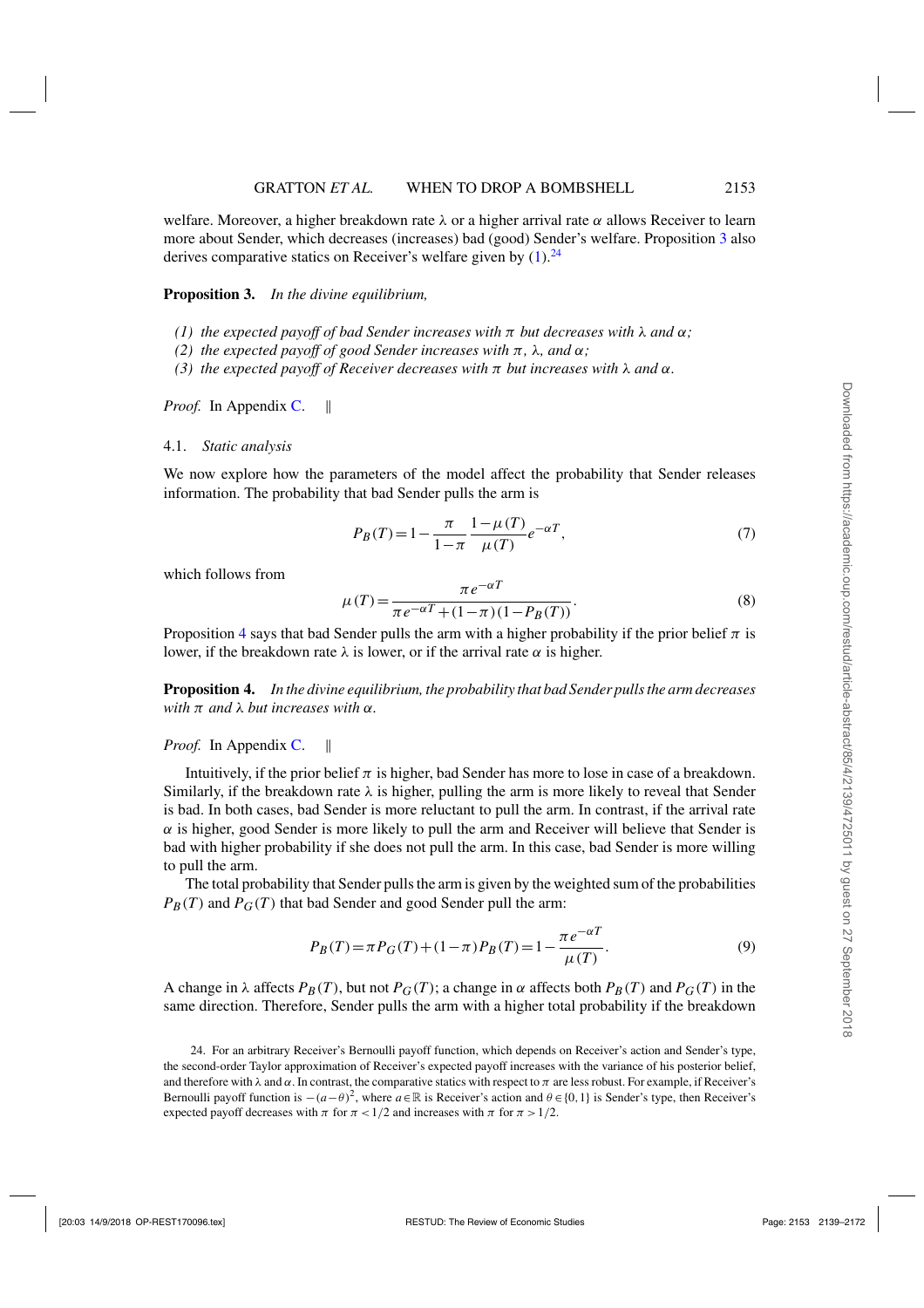welfare. Moreover, a higher breakdown rate $\lambda$ or a higher arrival rate $\alpha$ allows Receiver to learn more about Sender, which decreases (increases) bad (good) Sender's welfare. Proposition 3 also derives comparative statics on Receiver's welfare given by (1).[24]

**Proposition 3.** *In the divine equilibrium,*

*(1) the expected payoff of bad Sender increases with $\pi$ but decreases with $\lambda$ and $\alpha$;*
*(2) the expected payoff of good Sender increases with $\pi$, $\lambda$, and $\alpha$;*
*(3) the expected payoff of Receiver decreases with $\pi$ but increases with $\lambda$ and $\alpha$.*

*Proof.* In Appendix C. ‖

### 4.1. *Static analysis*

We now explore how the parameters of the model affect the probability that Sender releases information. The probability that bad Sender pulls the arm is

$$P_B(T) = 1 - \frac{\pi}{1-\pi} \frac{1-\mu(T)}{\mu(T)} e^{-\alpha T}, \tag{7}$$

which follows from

$$\mu(T) = \frac{\pi e^{-\alpha T}}{\pi e^{-\alpha T} + (1-\pi)(1-P_B(T))}. \tag{8}$$

Proposition 4 says that bad Sender pulls the arm with a higher probability if the prior belief $\pi$ is lower, if the breakdown rate $\lambda$ is lower, or if the arrival rate $\alpha$ is higher.

**Proposition 4.** *In the divine equilibrium, the probability that bad Sender pulls the arm decreases with $\pi$ and $\lambda$ but increases with $\alpha$.*

*Proof.* In Appendix C. ‖

Intuitively, if the prior belief $\pi$ is higher, bad Sender has more to lose in case of a breakdown. Similarly, if the breakdown rate $\lambda$ is higher, pulling the arm is more likely to reveal that Sender is bad. In both cases, bad Sender is more reluctant to pull the arm. In contrast, if the arrival rate $\alpha$ is higher, good Sender is more likely to pull the arm and Receiver will believe that Sender is bad with higher probability if she does not pull the arm. In this case, bad Sender is more willing to pull the arm.

The total probability that Sender pulls the arm is given by the weighted sum of the probabilities $P_B(T)$ and $P_G(T)$ that bad Sender and good Sender pull the arm:

$$P_B(T) = \pi P_G(T) + (1-\pi) P_B(T) = 1 - \frac{\pi e^{-\alpha T}}{\mu(T)}. \tag{9}$$

A change in $\lambda$ affects $P_B(T)$, but not $P_G(T)$; a change in $\alpha$ affects both $P_B(T)$ and $P_G(T)$ in the same direction. Therefore, Sender pulls the arm with a higher total probability if the breakdown

24. For an arbitrary Receiver's Bernoulli payoff function, which depends on Receiver's action and Sender's type, the second-order Taylor approximation of Receiver's expected payoff increases with the variance of his posterior belief, and therefore with $\lambda$ and $\alpha$. In contrast, the comparative statics with respect to $\pi$ are less robust. For example, if Receiver's Bernoulli payoff function is $-(a-\theta)^2$, where $a \in \mathbb{R}$ is Receiver's action and $\theta \in \{0,1\}$ is Sender's type, then Receiver's expected payoff decreases with $\pi$ for $\pi < 1/2$ and increases with $\pi$ for $\pi > 1/2$.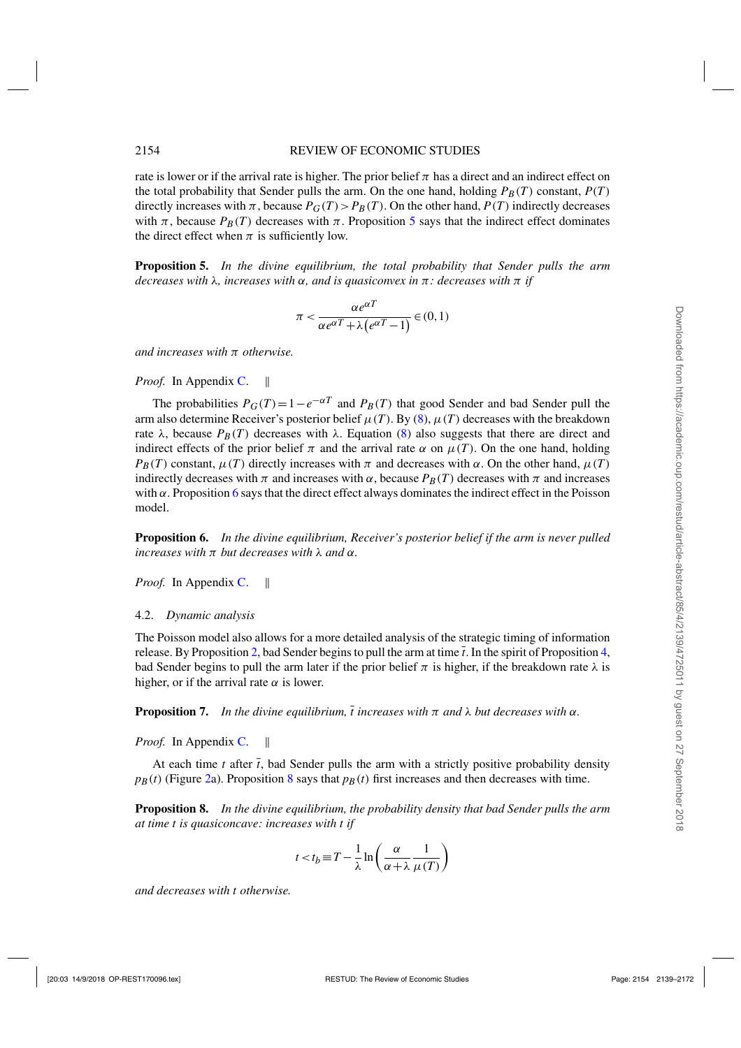rate is lower or if the arrival rate is higher. The prior belief $\pi$ has a direct and an indirect effect on the total probability that Sender pulls the arm. On the one hand, holding $P_B(T)$ constant, $P(T)$ directly increases with $\pi$, because $P_G(T) > P_B(T)$. On the other hand, $P(T)$ indirectly decreases with $\pi$, because $P_B(T)$ decreases with $\pi$. Proposition 5 says that the indirect effect dominates the direct effect when $\pi$ is sufficiently low.

**Proposition 5.** *In the divine equilibrium, the total probability that Sender pulls the arm decreases with $\lambda$, increases with $\alpha$, and is quasiconvex in $\pi$: decreases with $\pi$ if*

$$\pi < \frac{\alpha e^{\alpha T}}{\alpha e^{\alpha T} + \lambda \left(e^{\alpha T} - 1\right)} \in (0,1)$$

*and increases with $\pi$ otherwise.*

*Proof.* In Appendix C. ‖

The probabilities $P_G(T) = 1 - e^{-\alpha T}$ and $P_B(T)$ that good Sender and bad Sender pull the arm also determine Receiver's posterior belief $\mu(T)$. By (8), $\mu(T)$ decreases with the breakdown rate $\lambda$, because $P_B(T)$ decreases with $\lambda$. Equation (8) also suggests that there are direct and indirect effects of the prior belief $\pi$ and the arrival rate $\alpha$ on $\mu(T)$. On the one hand, holding $P_B(T)$ constant, $\mu(T)$ directly increases with $\pi$ and decreases with $\alpha$. On the other hand, $\mu(T)$ indirectly decreases with $\pi$ and increases with $\alpha$, because $P_B(T)$ decreases with $\pi$ and increases with $\alpha$. Proposition 6 says that the direct effect always dominates the indirect effect in the Poisson model.

**Proposition 6.** *In the divine equilibrium, Receiver's posterior belief if the arm is never pulled increases with $\pi$ but decreases with $\lambda$ and $\alpha$.*

*Proof.* In Appendix C. ‖

### 4.2. *Dynamic analysis*

The Poisson model also allows for a more detailed analysis of the strategic timing of information release. By Proposition 2, bad Sender begins to pull the arm at time $\bar{t}$. In the spirit of Proposition 4, bad Sender begins to pull the arm later if the prior belief $\pi$ is higher, if the breakdown rate $\lambda$ is higher, or if the arrival rate $\alpha$ is lower.

**Proposition 7.** *In the divine equilibrium, $\bar{t}$ increases with $\pi$ and $\lambda$ but decreases with $\alpha$.*

*Proof.* In Appendix C. ‖

At each time $t$ after $\bar{t}$, bad Sender pulls the arm with a strictly positive probability density $p_B(t)$ (Figure 2a). Proposition 8 says that $p_B(t)$ first increases and then decreases with time.

**Proposition 8.** *In the divine equilibrium, the probability density that bad Sender pulls the arm at time $t$ is quasiconcave: increases with $t$ if*

$$t < t_b \equiv T - \frac{1}{\lambda} \ln\left(\frac{\alpha}{\alpha+\lambda} \frac{1}{\mu(T)}\right)$$

*and decreases with $t$ otherwise.*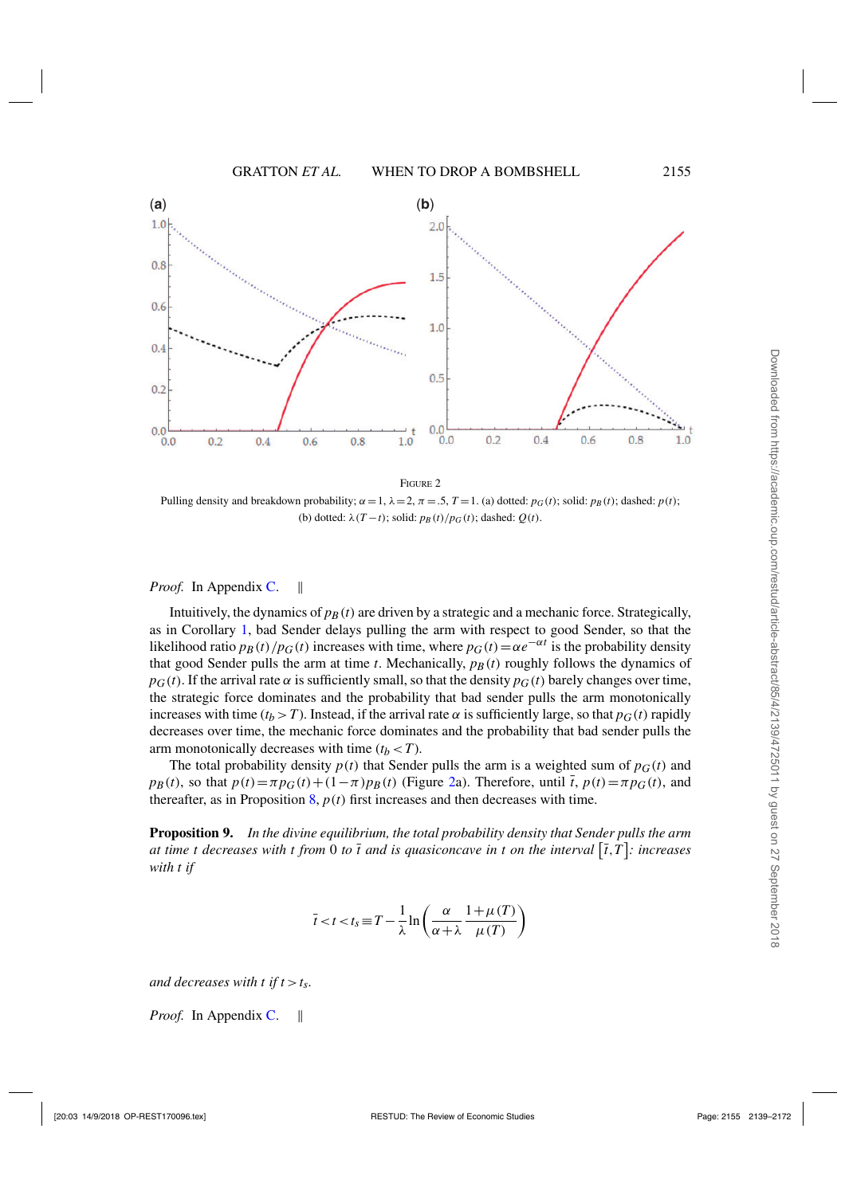FIGURE 2

Pulling density and breakdown probability; $\alpha=1$, $\lambda=2$, $\pi=.5$, $T=1$. (a) dotted: $p_G(t)$; solid: $p_B(t)$; dashed: $p(t)$; (b) dotted: $\lambda(T-t)$; solid: $p_B(t)/p_G(t)$; dashed: $Q(t)$.

*Proof.* In Appendix C. ‖

Intuitively, the dynamics of $p_B(t)$ are driven by a strategic and a mechanic force. Strategically, as in Corollary 1, bad Sender delays pulling the arm with respect to good Sender, so that the likelihood ratio $p_B(t)/p_G(t)$ increases with time, where $p_G(t)=\alpha e^{-\alpha t}$ is the probability density that good Sender pulls the arm at time $t$. Mechanically, $p_B(t)$ roughly follows the dynamics of $p_G(t)$. If the arrival rate $\alpha$ is sufficiently small, so that the density $p_G(t)$ barely changes over time, the strategic force dominates and the probability that bad sender pulls the arm monotonically increases with time ($t_b > T$). Instead, if the arrival rate $\alpha$ is sufficiently large, so that $p_G(t)$ rapidly decreases over time, the mechanic force dominates and the probability that bad sender pulls the arm monotonically decreases with time ($t_b < T$).

The total probability density $p(t)$ that Sender pulls the arm is a weighted sum of $p_G(t)$ and $p_B(t)$, so that $p(t)=\pi p_G(t)+(1-\pi)p_B(t)$ (Figure 2a). Therefore, until $\bar{t}$, $p(t)=\pi p_G(t)$, and thereafter, as in Proposition 8, $p(t)$ first increases and then decreases with time.

**Proposition 9.** *In the divine equilibrium, the total probability density that Sender pulls the arm at time $t$ decreases with $t$ from 0 to $\bar{t}$ and is quasiconcave in $t$ on the interval $\left[\bar{t},T\right]$: increases with $t$ if*

$$\bar{t} < t < t_s \equiv T - \frac{1}{\lambda}\ln\left(\frac{\alpha}{\alpha+\lambda}\frac{1+\mu(T)}{\mu(T)}\right)$$

*and decreases with $t$ if $t > t_s$.*

*Proof.* In Appendix C. ‖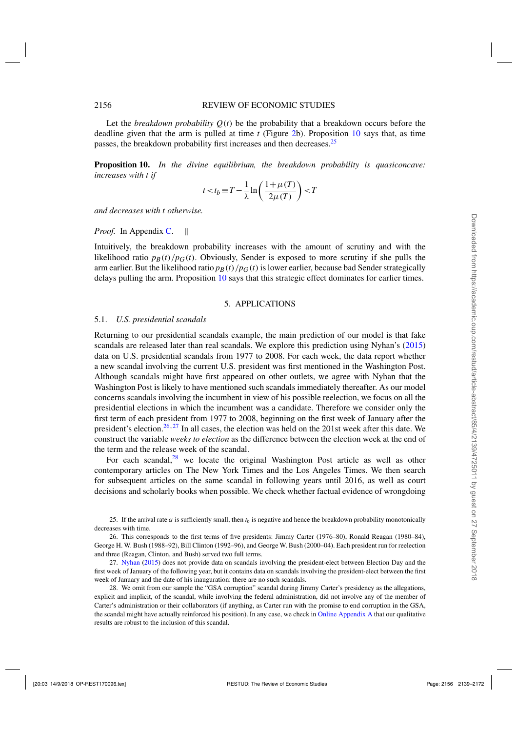Let the *breakdown probability* $Q(t)$ be the probability that a breakdown occurs before the deadline given that the arm is pulled at time $t$ (Figure 2b). Proposition 10 says that, as time passes, the breakdown probability first increases and then decreases.[25]

**Proposition 10.** *In the divine equilibrium, the breakdown probability is quasiconcave: increases with t if*

$$t < t_b \equiv T - \frac{1}{\lambda} \ln\left(\frac{1+\mu(T)}{2\mu(T)}\right) < T$$

*and decreases with t otherwise.*

*Proof.* In Appendix C. ‖

Intuitively, the breakdown probability increases with the amount of scrutiny and with the likelihood ratio $p_B(t)/p_G(t)$. Obviously, Sender is exposed to more scrutiny if she pulls the arm earlier. But the likelihood ratio $p_B(t)/p_G(t)$ is lower earlier, because bad Sender strategically delays pulling the arm. Proposition 10 says that this strategic effect dominates for earlier times.

## 5. APPLICATIONS

### 5.1. *U.S. presidential scandals*

Returning to our presidential scandals example, the main prediction of our model is that fake scandals are released later than real scandals. We explore this prediction using Nyhan's (2015) data on U.S. presidential scandals from 1977 to 2008. For each week, the data report whether a new scandal involving the current U.S. president was first mentioned in the Washington Post. Although scandals might have first appeared on other outlets, we agree with Nyhan that the Washington Post is likely to have mentioned such scandals immediately thereafter. As our model concerns scandals involving the incumbent in view of his possible reelection, we focus on all the presidential elections in which the incumbent was a candidate. Therefore we consider only the first term of each president from 1977 to 2008, beginning on the first week of January after the president's election.[26,27] In all cases, the election was held on the 201st week after this date. We construct the variable *weeks to election* as the difference between the election week at the end of the term and the release week of the scandal.

For each scandal,[28] we locate the original Washington Post article as well as other contemporary articles on The New York Times and the Los Angeles Times. We then search for subsequent articles on the same scandal in following years until 2016, as well as court decisions and scholarly books when possible. We check whether factual evidence of wrongdoing

25. If the arrival rate $\alpha$ is sufficiently small, then $t_b$ is negative and hence the breakdown probability monotonically decreases with time.

26. This corresponds to the first terms of five presidents: Jimmy Carter (1976–80), Ronald Reagan (1980–84), George H. W. Bush (1988–92), Bill Clinton (1992–96), and George W. Bush (2000–04). Each president run for reelection and three (Reagan, Clinton, and Bush) served two full terms.

27. Nyhan (2015) does not provide data on scandals involving the president-elect between Election Day and the first week of January of the following year, but it contains data on scandals involving the president-elect between the first week of January and the date of his inauguration: there are no such scandals.

28. We omit from our sample the "GSA corruption" scandal during Jimmy Carter's presidency as the allegations, explicit and implicit, of the scandal, while involving the federal administration, did not involve any of the member of Carter's administration or their collaborators (if anything, as Carter run with the promise to end corruption in the GSA, the scandal might have actually reinforced his position). In any case, we check in Online Appendix A that our qualitative results are robust to the inclusion of this scandal.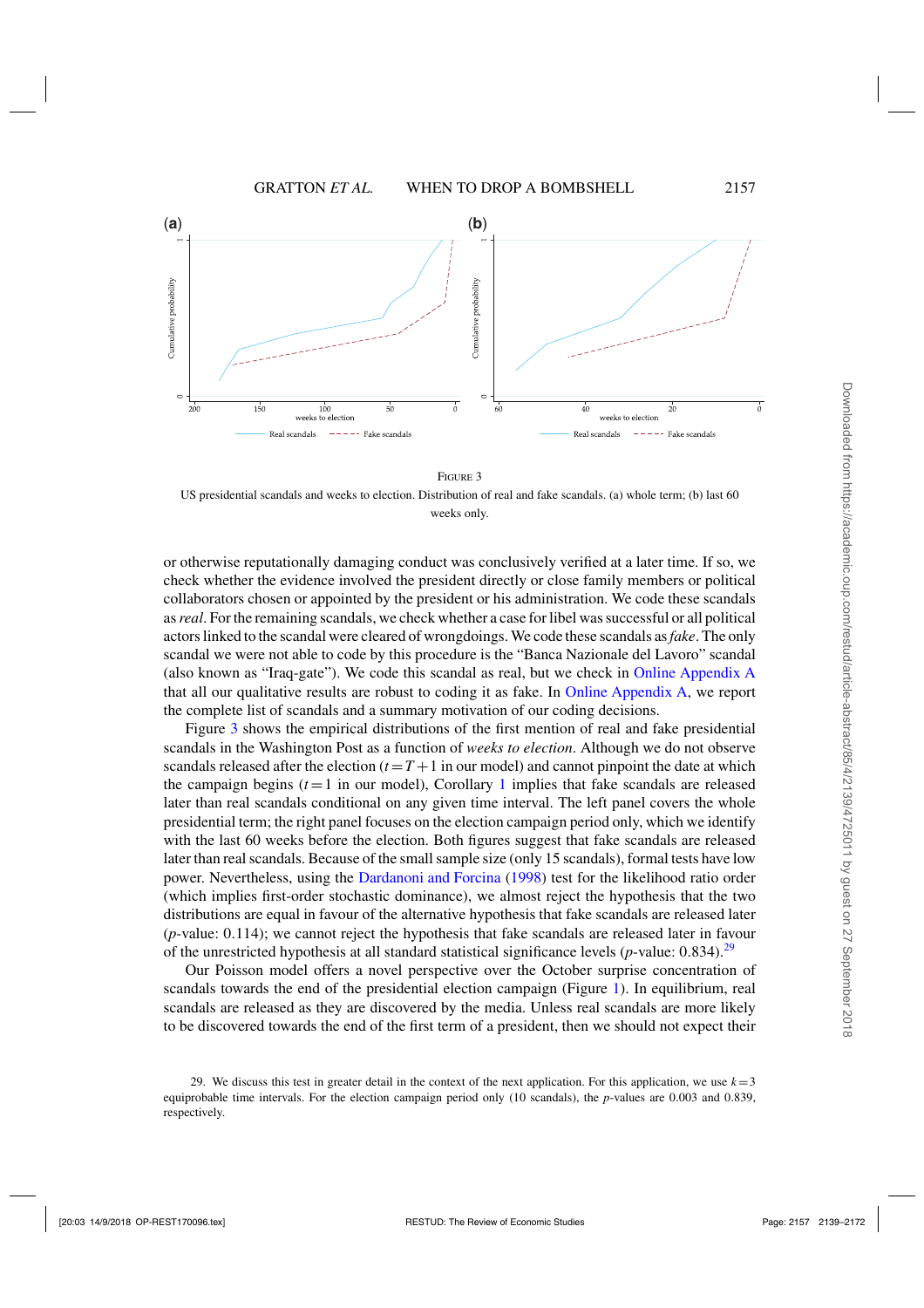Figure 3

US presidential scandals and weeks to election. Distribution of real and fake scandals. (a) whole term; (b) last 60 weeks only.

or otherwise reputationally damaging conduct was conclusively verified at a later time. If so, we check whether the evidence involved the president directly or close family members or political collaborators chosen or appointed by the president or his administration. We code these scandals as *real*. For the remaining scandals, we check whether a case for libel was successful or all political actors linked to the scandal were cleared of wrongdoings. We code these scandals as *fake*. The only scandal we were not able to code by this procedure is the "Banca Nazionale del Lavoro" scandal (also known as "Iraq-gate"). We code this scandal as real, but we check in Online Appendix A that all our qualitative results are robust to coding it as fake. In Online Appendix A, we report the complete list of scandals and a summary motivation of our coding decisions.

Figure 3 shows the empirical distributions of the first mention of real and fake presidential scandals in the Washington Post as a function of *weeks to election*. Although we do not observe scandals released after the election ($t=T+1$ in our model) and cannot pinpoint the date at which the campaign begins ($t=1$ in our model), Corollary 1 implies that fake scandals are released later than real scandals conditional on any given time interval. The left panel covers the whole presidential term; the right panel focuses on the election campaign period only, which we identify with the last 60 weeks before the election. Both figures suggest that fake scandals are released later than real scandals. Because of the small sample size (only 15 scandals), formal tests have low power. Nevertheless, using the Dardanoni and Forcina (1998) test for the likelihood ratio order (which implies first-order stochastic dominance), we almost reject the hypothesis that the two distributions are equal in favour of the alternative hypothesis that fake scandals are released later ($p$-value: 0.114); we cannot reject the hypothesis that fake scandals are released later in favour of the unrestricted hypothesis at all standard statistical significance levels ($p$-value: 0.834).[29]

Our Poisson model offers a novel perspective over the October surprise concentration of scandals towards the end of the presidential election campaign (Figure 1). In equilibrium, real scandals are released as they are discovered by the media. Unless real scandals are more likely to be discovered towards the end of the first term of a president, then we should not expect their

29. We discuss this test in greater detail in the context of the next application. For this application, we use $k=3$ equiprobable time intervals. For the election campaign period only (10 scandals), the $p$-values are 0.003 and 0.839, respectively.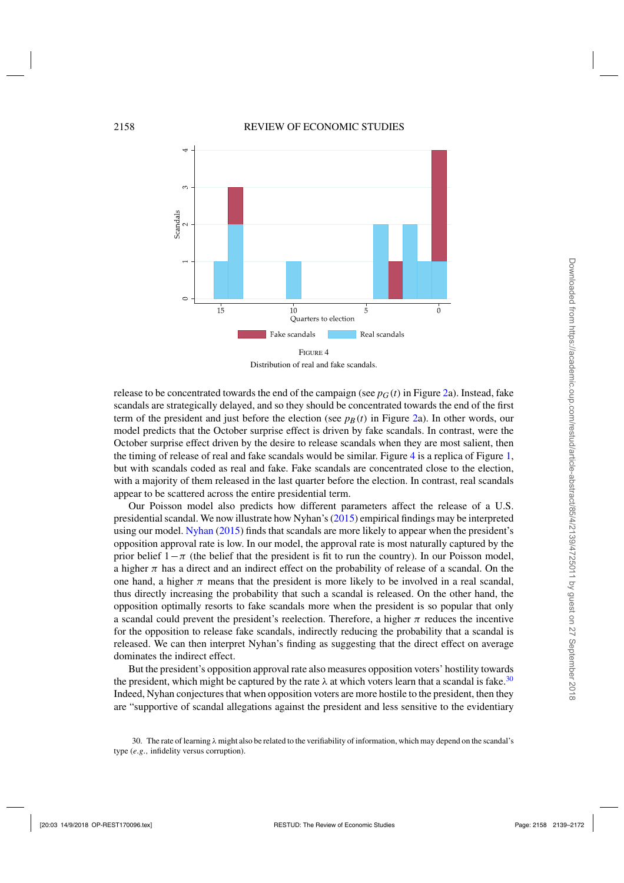FIGURE 4

Distribution of real and fake scandals.

release to be concentrated towards the end of the campaign (see $p_G(t)$ in Figure 2a). Instead, fake scandals are strategically delayed, and so they should be concentrated towards the end of the first term of the president and just before the election (see $p_B(t)$ in Figure 2a). In other words, our model predicts that the October surprise effect is driven by fake scandals. In contrast, were the October surprise effect driven by the desire to release scandals when they are most salient, then the timing of release of real and fake scandals would be similar. Figure 4 is a replica of Figure 1, but with scandals coded as real and fake. Fake scandals are concentrated close to the election, with a majority of them released in the last quarter before the election. In contrast, real scandals appear to be scattered across the entire presidential term.

Our Poisson model also predicts how different parameters affect the release of a U.S. presidential scandal. We now illustrate how Nyhan's (2015) empirical findings may be interpreted using our model. Nyhan (2015) finds that scandals are more likely to appear when the president's opposition approval rate is low. In our model, the approval rate is most naturally captured by the prior belief $1-\pi$ (the belief that the president is fit to run the country). In our Poisson model, a higher $\pi$ has a direct and an indirect effect on the probability of release of a scandal. On the one hand, a higher $\pi$ means that the president is more likely to be involved in a real scandal, thus directly increasing the probability that such a scandal is released. On the other hand, the opposition optimally resorts to fake scandals more when the president is so popular that only a scandal could prevent the president's reelection. Therefore, a higher $\pi$ reduces the incentive for the opposition to release fake scandals, indirectly reducing the probability that a scandal is released. We can then interpret Nyhan's finding as suggesting that the direct effect on average dominates the indirect effect.

But the president's opposition approval rate also measures opposition voters' hostility towards the president, which might be captured by the rate $\lambda$ at which voters learn that a scandal is fake.[30] Indeed, Nyhan conjectures that when opposition voters are more hostile to the president, then they are "supportive of scandal allegations against the president and less sensitive to the evidentiary

30. The rate of learning $\lambda$ might also be related to the verifiability of information, which may depend on the scandal's type (*e.g.*, infidelity versus corruption).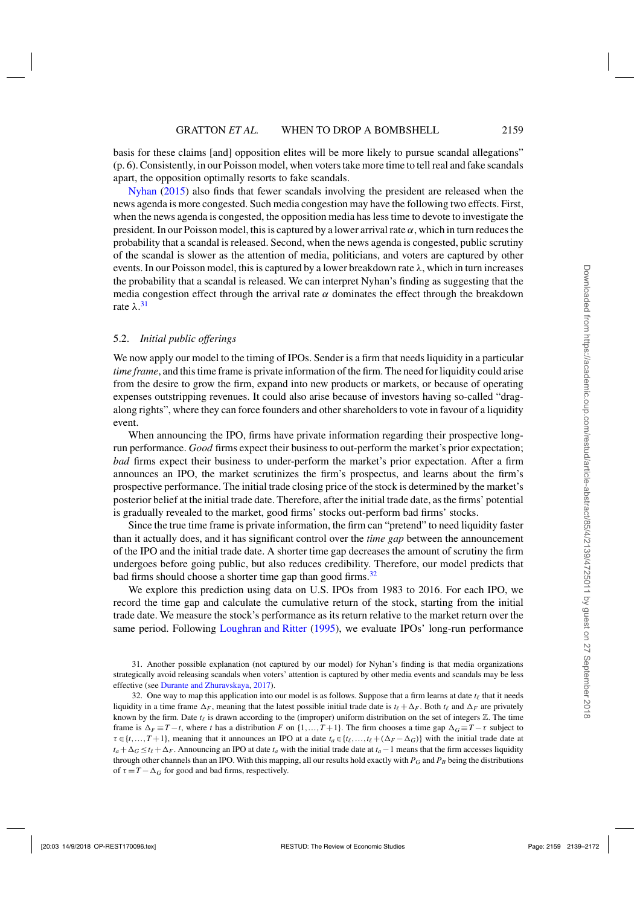basis for these claims [and] opposition elites will be more likely to pursue scandal allegations" (p. 6). Consistently, in our Poisson model, when voters take more time to tell real and fake scandals apart, the opposition optimally resorts to fake scandals.

Nyhan (2015) also finds that fewer scandals involving the president are released when the news agenda is more congested. Such media congestion may have the following two effects. First, when the news agenda is congested, the opposition media has less time to devote to investigate the president. In our Poisson model, this is captured by a lower arrival rate $\alpha$, which in turn reduces the probability that a scandal is released. Second, when the news agenda is congested, public scrutiny of the scandal is slower as the attention of media, politicians, and voters are captured by other events. In our Poisson model, this is captured by a lower breakdown rate $\lambda$, which in turn increases the probability that a scandal is released. We can interpret Nyhan's finding as suggesting that the media congestion effect through the arrival rate $\alpha$ dominates the effect through the breakdown rate $\lambda$.[31]

### 5.2. *Initial public offerings*

We now apply our model to the timing of IPOs. Sender is a firm that needs liquidity in a particular *time frame*, and this time frame is private information of the firm. The need for liquidity could arise from the desire to grow the firm, expand into new products or markets, or because of operating expenses outstripping revenues. It could also arise because of investors having so-called "drag-along rights", where they can force founders and other shareholders to vote in favour of a liquidity event.

When announcing the IPO, firms have private information regarding their prospective long-run performance. *Good* firms expect their business to out-perform the market's prior expectation; *bad* firms expect their business to under-perform the market's prior expectation. After a firm announces an IPO, the market scrutinizes the firm's prospectus, and learns about the firm's prospective performance. The initial trade closing price of the stock is determined by the market's posterior belief at the initial trade date. Therefore, after the initial trade date, as the firms' potential is gradually revealed to the market, good firms' stocks out-perform bad firms' stocks.

Since the true time frame is private information, the firm can "pretend" to need liquidity faster than it actually does, and it has significant control over the *time gap* between the announcement of the IPO and the initial trade date. A shorter time gap decreases the amount of scrutiny the firm undergoes before going public, but also reduces credibility. Therefore, our model predicts that bad firms should choose a shorter time gap than good firms.[32]

We explore this prediction using data on U.S. IPOs from 1983 to 2016. For each IPO, we record the time gap and calculate the cumulative return of the stock, starting from the initial trade date. We measure the stock's performance as its return relative to the market return over the same period. Following Loughran and Ritter (1995), we evaluate IPOs' long-run performance

---

31. Another possible explanation (not captured by our model) for Nyhan's finding is that media organizations strategically avoid releasing scandals when voters' attention is captured by other media events and scandals may be less effective (see Durante and Zhuravskaya, 2017).

32. One way to map this application into our model is as follows. Suppose that a firm learns at date $t_\ell$ that it needs liquidity in a time frame $\Delta_F$, meaning that the latest possible initial trade date is $t_\ell+\Delta_F$. Both $t_\ell$ and $\Delta_F$ are privately known by the firm. Date $t_\ell$ is drawn according to the (improper) uniform distribution on the set of integers $\mathbb{Z}$. The time frame is $\Delta_F \equiv T-t$, where $t$ has a distribution $F$ on $\{1,\ldots,T+1\}$. The firm chooses a time gap $\Delta_G \equiv T-\tau$ subject to $\tau \in \{t,\ldots,T+1\}$, meaning that it announces an IPO at a date $t_a \in \{t_\ell,\ldots,t_\ell+(\Delta_F-\Delta_G)\}$ with the initial trade date at $t_a+\Delta_G \leq t_\ell+\Delta_F$. Announcing an IPO at date $t_a$ with the initial trade date at $t_a-1$ means that the firm accesses liquidity through other channels than an IPO. With this mapping, all our results hold exactly with $P_G$ and $P_B$ being the distributions of $\tau = T-\Delta_G$ for good and bad firms, respectively.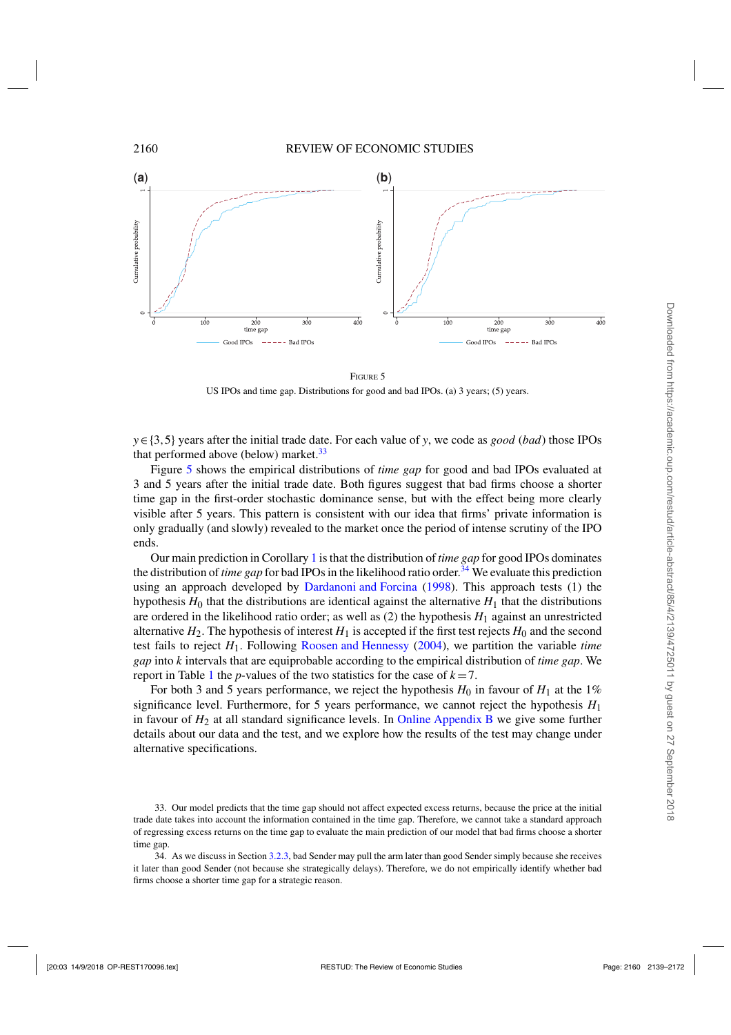FIGURE 5

US IPOs and time gap. Distributions for good and bad IPOs. (a) 3 years; (5) years.

$y \in \{3,5\}$ years after the initial trade date. For each value of $y$, we code as *good* (*bad*) those IPOs that performed above (below) market.[33]

Figure 5 shows the empirical distributions of *time gap* for good and bad IPOs evaluated at 3 and 5 years after the initial trade date. Both figures suggest that bad firms choose a shorter time gap in the first-order stochastic dominance sense, but with the effect being more clearly visible after 5 years. This pattern is consistent with our idea that firms' private information is only gradually (and slowly) revealed to the market once the period of intense scrutiny of the IPO ends.

Our main prediction in Corollary 1 is that the distribution of *time gap* for good IPOs dominates the distribution of *time gap* for bad IPOs in the likelihood ratio order.[34] We evaluate this prediction using an approach developed by Dardanoni and Forcina (1998). This approach tests (1) the hypothesis $H_0$ that the distributions are identical against the alternative $H_1$ that the distributions are ordered in the likelihood ratio order; as well as (2) the hypothesis $H_1$ against an unrestricted alternative $H_2$. The hypothesis of interest $H_1$ is accepted if the first test rejects $H_0$ and the second test fails to reject $H_1$. Following Roosen and Hennessy (2004), we partition the variable *time gap* into $k$ intervals that are equiprobable according to the empirical distribution of *time gap*. We report in Table 1 the $p$-values of the two statistics for the case of $k=7$.

For both 3 and 5 years performance, we reject the hypothesis $H_0$ in favour of $H_1$ at the 1% significance level. Furthermore, for 5 years performance, we cannot reject the hypothesis $H_1$ in favour of $H_2$ at all standard significance levels. In Online Appendix B we give some further details about our data and the test, and we explore how the results of the test may change under alternative specifications.

33. Our model predicts that the time gap should not affect expected excess returns, because the price at the initial trade date takes into account the information contained in the time gap. Therefore, we cannot take a standard approach of regressing excess returns on the time gap to evaluate the main prediction of our model that bad firms choose a shorter time gap.

34. As we discuss in Section 3.2.3, bad Sender may pull the arm later than good Sender simply because she receives it later than good Sender (not because she strategically delays). Therefore, we do not empirically identify whether bad firms choose a shorter time gap for a strategic reason.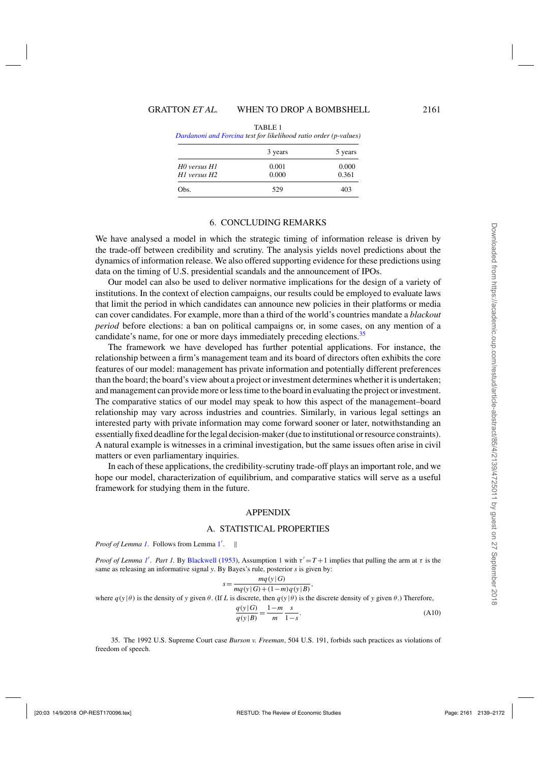TABLE 1

*Dardanoni and Forcina test for likelihood ratio order (p-values)*

| | 3 years | 5 years |
|---|---|---|
| *H0 versus H1* | 0.001 | 0.000 |
| *H1 versus H2* | 0.000 | 0.361 |
| Obs. | 529 | 403 |

## 6. CONCLUDING REMARKS

We have analysed a model in which the strategic timing of information release is driven by the trade-off between credibility and scrutiny. The analysis yields novel predictions about the dynamics of information release. We also offered supporting evidence for these predictions using data on the timing of U.S. presidential scandals and the announcement of IPOs.

Our model can also be used to deliver normative implications for the design of a variety of institutions. In the context of election campaigns, our results could be employed to evaluate laws that limit the period in which candidates can announce new policies in their platforms or media can cover candidates. For example, more than a third of the world's countries mandate a *blackout period* before elections: a ban on political campaigns or, in some cases, on any mention of a candidate's name, for one or more days immediately preceding elections.[35]

The framework we have developed has further potential applications. For instance, the relationship between a firm's management team and its board of directors often exhibits the core features of our model: management has private information and potentially different preferences than the board; the board's view about a project or investment determines whether it is undertaken; and management can provide more or less time to the board in evaluating the project or investment. The comparative statics of our model may speak to how this aspect of the management–board relationship may vary across industries and countries. Similarly, in various legal settings an interested party with private information may come forward sooner or later, notwithstanding an essentially fixed deadline for the legal decision-maker (due to institutional or resource constraints). A natural example is witnesses in a criminal investigation, but the same issues often arise in civil matters or even parliamentary inquiries.

In each of these applications, the credibility-scrutiny trade-off plays an important role, and we hope our model, characterization of equilibrium, and comparative statics will serve as a useful framework for studying them in the future.

## APPENDIX

### A. STATISTICAL PROPERTIES

*Proof of Lemma 1.* Follows from Lemma 1′. ‖

*Proof of Lemma 1′. Part 1.* By Blackwell (1953), Assumption 1 with $\tau' = T+1$ implies that pulling the arm at $\tau$ is the same as releasing an informative signal $y$. By Bayes's rule, posterior $s$ is given by:

$$s = \frac{mq(y\,|\,G)}{mq(y\,|\,G)+(1-m)q(y\,|\,B)},$$

where $q(y|\theta)$ is the density of $y$ given $\theta$. (If $L$ is discrete, then $q(y|\theta)$ is the discrete density of $y$ given $\theta$.) Therefore,

$$\frac{q(y\,|\,G)}{q(y\,|\,B)} = \frac{1-m}{m}\,\frac{s}{1-s}. \tag{A10}$$

35. The 1992 U.S. Supreme Court case *Burson v. Freeman*, 504 U.S. 191, forbids such practices as violations of freedom of speech.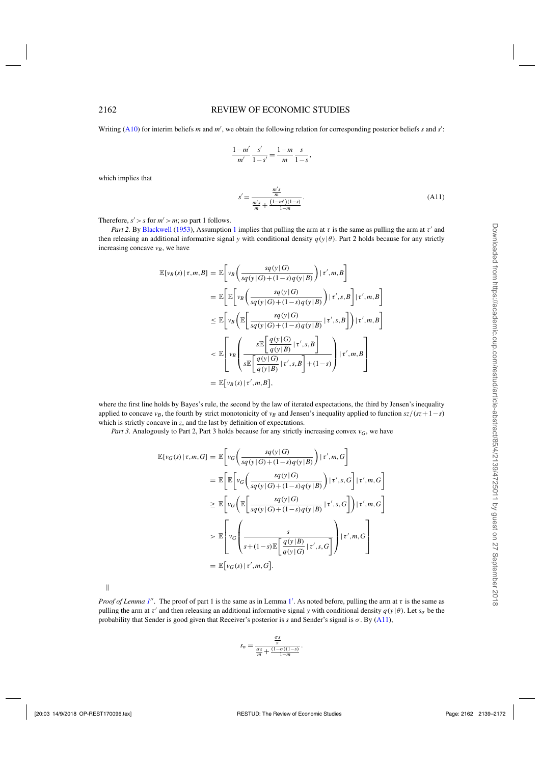Writing (A10) for interim beliefs $m$ and $m'$, we obtain the following relation for corresponding posterior beliefs $s$ and $s'$:

$$\frac{1-m'}{m'}\frac{s'}{1-s'} = \frac{1-m}{m}\frac{s}{1-s},$$

which implies that

$$s' = \frac{\frac{m's}{m}}{\frac{m's}{m} + \frac{(1-m')(1-s)}{1-m}}. \tag{A11}$$

Therefore, $s' > s$ for $m' > m$; so part 1 follows.

*Part 2.* By Blackwell (1953), Assumption 1 implies that pulling the arm at $\tau$ is the same as pulling the arm at $\tau'$ and then releasing an additional informative signal $y$ with conditional density $q(y|\theta)$. Part 2 holds because for any strictly increasing concave $v_B$, we have

$$\begin{aligned}
\mathbb{E}[v_B(s)\,|\,\tau,m,B] &= \mathbb{E}\left[v_B\left(\frac{sq(y|G)}{sq(y|G)+(1-s)q(y|B)}\right)|\,\tau',m,B\right] \\
&= \mathbb{E}\left[\mathbb{E}\left[v_B\left(\frac{sq(y|G)}{sq(y|G)+(1-s)q(y|B)}\right)|\,\tau',s,B\right]|\,\tau',m,B\right] \\
&\leq \mathbb{E}\left[v_B\left(\mathbb{E}\left[\frac{sq(y|G)}{sq(y|G)+(1-s)q(y|B)}\,|\,\tau',s,B\right]\right)|\,\tau',m,B\right] \\
&< \mathbb{E}\left[v_B\left(\frac{s\mathbb{E}\left[\frac{q(y|G)}{q(y|B)}\,|\,\tau',s,B\right]}{s\mathbb{E}\left[\frac{q(y|G)}{q(y|B)}\,|\,\tau',s,B\right]+(1-s)}\right)|\,\tau',m,B\right] \\
&= \mathbb{E}\big[v_B(s)\,|\,\tau',m,B\big],
\end{aligned}$$

where the first line holds by Bayes's rule, the second by the law of iterated expectations, the third by Jensen's inequality applied to concave $v_B$, the fourth by strict monotonicity of $v_B$ and Jensen's inequality applied to function $sz/(sz+1-s)$ which is strictly concave in $z$, and the last by definition of expectations.

*Part 3.* Analogously to Part 2, Part 3 holds because for any strictly increasing convex $v_G$, we have

$$\begin{aligned}
\mathbb{E}[v_G(s)\,|\,\tau,m,G] &= \mathbb{E}\left[v_G\left(\frac{sq(y|G)}{sq(y|G)+(1-s)q(y|B)}\right)|\,\tau',m,G\right] \\
&= \mathbb{E}\left[\mathbb{E}\left[v_G\left(\frac{sq(y|G)}{sq(y|G)+(1-s)q(y|B)}\right)|\,\tau',s,G\right]|\,\tau',m,G\right] \\
&\geq \mathbb{E}\left[v_G\left(\mathbb{E}\left[\frac{sq(y|G)}{sq(y|G)+(1-s)q(y|B)}\,|\,\tau',s,G\right]\right)|\,\tau',m,G\right] \\
&> \mathbb{E}\left[v_G\left(\frac{s}{s+(1-s)\mathbb{E}\left[\frac{q(y|B)}{q(y|G)}\,|\,\tau',s,G\right]}\right)|\,\tau',m,G\right] \\
&= \mathbb{E}\big[v_G(s)\,|\,\tau',m,G\big].
\end{aligned}$$

||

*Proof of Lemma 1''.* The proof of part 1 is the same as in Lemma 1'. As noted before, pulling the arm at $\tau$ is the same as pulling the arm at $\tau'$ and then releasing an additional informative signal $y$ with conditional density $q(y|\theta)$. Let $s_\sigma$ be the probability that Sender is good given that Receiver's posterior is $s$ and Sender's signal is $\sigma$. By (A11),

$$s_\sigma = \frac{\frac{\sigma s}{\pi}}{\frac{\sigma s}{m} + \frac{(1-\sigma)(1-s)}{1-m}}.$$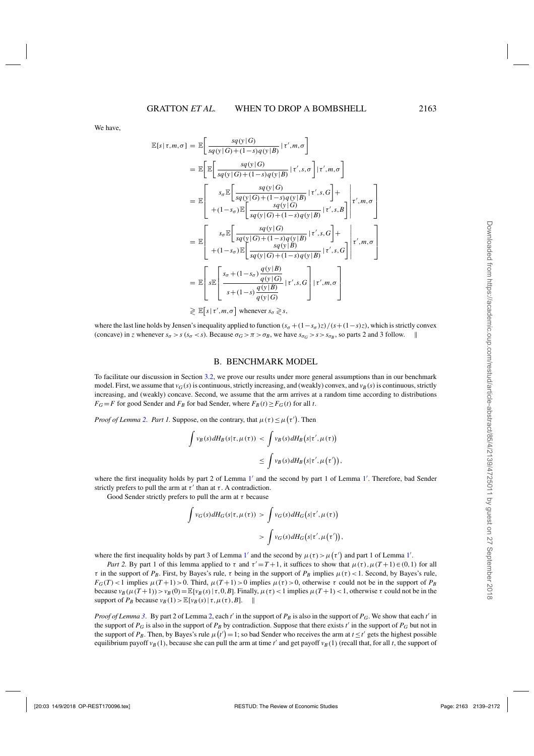We have,

$$
\begin{aligned}
\mathbb{E}[s\,|\,\tau,m,\sigma] &= \mathbb{E}\left[\frac{sq(y\,|\,G)}{sq(y\,|\,G)+(1-s)q(y\,|B)}\,|\,\tau',m,\sigma\right] \\
&= \mathbb{E}\left[\mathbb{E}\left[\frac{sq(y\,|\,G)}{sq(y\,|\,G)+(1-s)q(y\,|B)}\,|\,\tau',s,\sigma\right]|\,\tau',m,\sigma\right] \\
&= \mathbb{E}\left[\begin{array}{l} s_\sigma \mathbb{E}\left[\dfrac{sq(y\,|\,G)}{sq(y\,|\,G)+(1-s)q(y\,|B)}\,|\,\tau',s,G\right]+ \\ +(1-s_\sigma)\mathbb{E}\left[\dfrac{sq(y\,|\,G)}{sq(y\,|\,G)+(1-s)q(y\,|B)}\,|\,\tau',s,B\right]\end{array}\middle|\,\tau',m,\sigma\right] \\
&= \mathbb{E}\left[\begin{array}{l} s_\sigma \mathbb{E}\left[\dfrac{sq(y\,|\,G)}{sq(y\,|\,G)+(1-s)q(y\,|B)}\,|\,\tau',s,G\right]+ \\ +(1-s_\sigma)\mathbb{E}\left[\dfrac{sq(y\,|\,B)}{sq(y\,|\,G)+(1-s)q(y\,|B)}\,|\,\tau',s,G\right]\end{array}\middle|\,\tau',m,\sigma\right] \\
&= \mathbb{E}\left[s\mathbb{E}\left[\frac{s_\sigma+(1-s_\sigma)\dfrac{q(y\,|B)}{q(y\,|\,G)}}{s+(1-s)\dfrac{q(y\,|B)}{q(y\,|\,G)}}\,|\,\tau',s,G\right]|\,\tau',m,\sigma\right] \\
&\gtrless \mathbb{E}\left[s\,|\,\tau',m,\sigma\right] \text{ whenever } s_\sigma \gtrless s,
\end{aligned}
$$

where the last line holds by Jensen's inequality applied to function $(s_\sigma+(1-s_\sigma)z)/(s+(1-s)z)$, which is strictly convex (concave) in $z$ whenever $s_\sigma > s$ ($s_\sigma < s$). Because $\sigma_G > \pi > \sigma_B$, we have $s_{\sigma_G} > s > s_{\sigma_B}$, so parts 2 and 3 follow. ‖

## B. BENCHMARK MODEL

To facilitate our discussion in Section 3.2, we prove our results under more general assumptions than in our benchmark model. First, we assume that $v_G(s)$ is continuous, strictly increasing, and (weakly) convex, and $v_B(s)$ is continuous, strictly increasing, and (weakly) concave. Second, we assume that the arm arrives at a random time according to distributions $F_G = F$ for good Sender and $F_B$ for bad Sender, where $F_B(t) \geq F_G(t)$ for all $t$.

*Proof of Lemma 2. Part 1.* Suppose, on the contrary, that $\mu(\tau) \leq \mu(\tau')$. Then

$$
\begin{aligned}
\int v_B(s)dH_B(s|\tau,\mu(\tau)) &< \int v_B(s)dH_B(s|\tau',\mu(\tau)) \\
&\leq \int v_B(s)dH_B(s|\tau',\mu(\tau')),
\end{aligned}
$$

where the first inequality holds by part 2 of Lemma 1′ and the second by part 1 of Lemma 1′. Therefore, bad Sender strictly prefers to pull the arm at $\tau'$ than at $\tau$. A contradiction.

Good Sender strictly prefers to pull the arm at $\tau$ because

$$
\begin{aligned}
\int v_G(s)dH_G(s|\tau,\mu(\tau)) &> \int v_G(s)dH_G(s|\tau',\mu(\tau)) \\
&> \int v_G(s)dH_G(s|\tau',\mu(\tau')),
\end{aligned}
$$

where the first inequality holds by part 3 of Lemma 1′ and the second by $\mu(\tau) > \mu(\tau')$ and part 1 of Lemma 1′.

*Part 2.* By part 1 of this lemma applied to $\tau$ and $\tau' = T+1$, it suffices to show that $\mu(\tau), \mu(T+1) \in (0,1)$ for all $\tau$ in the support of $P_B$. First, by Bayes's rule, $\tau$ being in the support of $P_B$ implies $\mu(\tau) < 1$. Second, by Bayes's rule, $F_G(T) < 1$ implies $\mu(T+1) > 0$. Third, $\mu(T+1) > 0$ implies $\mu(\tau) > 0$, otherwise $\tau$ could not be in the support of $P_B$ because $v_B(\mu(T+1)) > v_B(0) = \mathbb{E}[v_B(s)\,|\,\tau,0,B]$. Finally, $\mu(\tau) < 1$ implies $\mu(T+1) < 1$, otherwise $\tau$ could not be in the support of $P_B$ because $v_B(1) > \mathbb{E}[v_B(s)\,|\,\tau,\mu(\tau),B]$. ‖

*Proof of Lemma 3.* By part 2 of Lemma 2, each $t'$ in the support of $P_B$ is also in the support of $P_G$. We show that each $t'$ in the support of $P_G$ is also in the support of $P_B$ by contradiction. Suppose that there exists $t'$ in the support of $P_G$ but not in the support of $P_B$. Then, by Bayes's rule $\mu(t') = 1$; so bad Sender who receives the arm at $t \leq t'$ gets the highest possible equilibrium payoff $v_B(1)$, because she can pull the arm at time $t'$ and get payoff $v_B(1)$ (recall that, for all $t$, the support of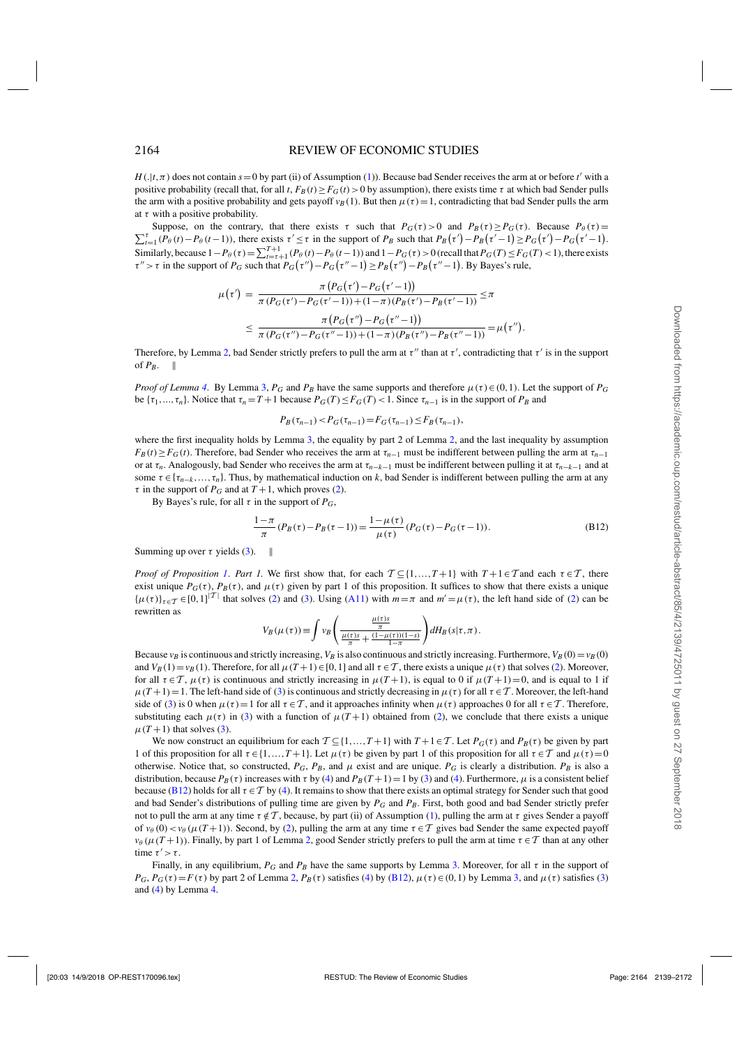$H(.|t,\pi)$ does not contain $s=0$ by part (ii) of Assumption (1)). Because bad Sender receives the arm at or before $t'$ with a positive probability (recall that, for all $t$, $F_B(t) \geq F_G(t) > 0$ by assumption), there exists time $\tau$ at which bad Sender pulls the arm with a positive probability and gets payoff $v_B(1)$. But then $\mu(\tau)=1$, contradicting that bad Sender pulls the arm at $\tau$ with a positive probability.

Suppose, on the contrary, that there exists $\tau$ such that $P_G(\tau)>0$ and $P_B(\tau) \geq P_G(\tau)$. Because $P_\theta(\tau)=\sum_{t=1}^{\tau}(P_\theta(t)-P_\theta(t-1))$, there exists $\tau' \leq \tau$ in the support of $P_B$ such that $P_B(\tau')-P_B(\tau'-1) \geq P_G(\tau')-P_G(\tau'-1)$. Similarly, because $1-P_\theta(\tau)=\sum_{t=\tau+1}^{T+1}(P_\theta(t)-P_\theta(t-1))$ and $1-P_G(\tau)>0$ (recall that $P_G(T) \leq F_G(T)<1$), there exists $\tau''>\tau$ in the support of $P_G$ such that $P_G(\tau'')-P_G(\tau''-1) \geq P_B(\tau'')-P_B(\tau''-1)$. By Bayes's rule,

$$\mu(\tau') = \frac{\pi(P_G(\tau')-P_G(\tau'-1))}{\pi(P_G(\tau')-P_G(\tau'-1))+(1-\pi)(P_B(\tau')-P_B(\tau'-1))} \leq \pi$$
$$\leq \frac{\pi(P_G(\tau'')-P_G(\tau''-1))}{\pi(P_G(\tau'')-P_G(\tau''-1))+(1-\pi)(P_B(\tau'')-P_B(\tau''-1))} = \mu(\tau'').$$

Therefore, by Lemma 2, bad Sender strictly prefers to pull the arm at $\tau''$ than at $\tau'$, contradicting that $\tau'$ is in the support of $P_B$. ‖

*Proof of Lemma 4.* By Lemma 3, $P_G$ and $P_B$ have the same supports and therefore $\mu(\tau) \in (0,1)$. Let the support of $P_G$ be $\{\tau_1,...,\tau_n\}$. Notice that $\tau_n=T+1$ because $P_G(T) \leq F_G(T)<1$. Since $\tau_{n-1}$ is in the support of $P_B$ and

$$P_B(\tau_{n-1}) < P_G(\tau_{n-1}) = F_G(\tau_{n-1}) \leq F_B(\tau_{n-1}),$$

where the first inequality holds by Lemma 3, the equality by part 2 of Lemma 2, and the last inequality by assumption $F_B(t) \geq F_G(t)$. Therefore, bad Sender who receives the arm at $\tau_{n-1}$ must be indifferent between pulling the arm at $\tau_{n-1}$ or at $\tau_n$. Analogously, bad Sender who receives the arm at $\tau_{n-k-1}$ must be indifferent between pulling it at $\tau_{n-k-1}$ and at some $\tau \in \{\tau_{n-k},...,\tau_n\}$. Thus, by mathematical induction on $k$, bad Sender is indifferent between pulling the arm at any $\tau$ in the support of $P_G$ and at $T+1$, which proves (2).

By Bayes's rule, for all $\tau$ in the support of $P_G$,

$$\frac{1-\pi}{\pi}(P_B(\tau)-P_B(\tau-1)) = \frac{1-\mu(\tau)}{\mu(\tau)}(P_G(\tau)-P_G(\tau-1)). \tag{B12}$$

Summing up over $\tau$ yields (3). ‖

*Proof of Proposition 1. Part 1.* We first show that, for each $\mathcal{T} \subseteq \{1,...,T+1\}$ with $T+1 \in \mathcal{T}$and each $\tau \in \mathcal{T}$, there exist unique $P_G(\tau)$, $P_B(\tau)$, and $\mu(\tau)$ given by part 1 of this proposition. It suffices to show that there exists a unique $\{\mu(\tau)\}_{\tau\in\mathcal{T}} \in [0,1]^{|\mathcal{T}|}$ that solves (2) and (3). Using (A11) with $m=\pi$ and $m'=\mu(\tau)$, the left hand side of (2) can be rewritten as

$$V_B(\mu(\tau)) \equiv \int v_B\left(\frac{\frac{\mu(\tau)s}{\pi}}{\frac{\mu(\tau)s}{\pi}+\frac{(1-\mu(\tau))(1-s)}{1-\pi}}\right) dH_B(s|\tau,\pi).$$

Because $v_B$ is continuous and strictly increasing, $V_B$ is also continuous and strictly increasing. Furthermore, $V_B(0)=v_B(0)$ and $V_B(1)=v_B(1)$. Therefore, for all $\mu(T+1) \in [0,1]$ and all $\tau \in \mathcal{T}$, there exists a unique $\mu(\tau)$ that solves (2). Moreover, for all $\tau \in \mathcal{T}$, $\mu(\tau)$ is continuous and strictly increasing in $\mu(T+1)$, is equal to 0 if $\mu(T+1)=0$, and is equal to 1 if $\mu(T+1)=1$. The left-hand side of (3) is continuous and strictly decreasing in $\mu(\tau)$ for all $\tau \in \mathcal{T}$. Moreover, the left-hand side of (3) is 0 when $\mu(\tau)=1$ for all $\tau \in \mathcal{T}$, and it approaches infinity when $\mu(\tau)$ approaches 0 for all $\tau \in \mathcal{T}$. Therefore, substituting each $\mu(\tau)$ in (3) with a function of $\mu(T+1)$ obtained from (2), we conclude that there exists a unique $\mu(T+1)$ that solves (3).

We now construct an equilibrium for each $\mathcal{T} \subseteq \{1,...,T+1\}$ with $T+1 \in \mathcal{T}$. Let $P_G(\tau)$ and $P_B(\tau)$ be given by part 1 of this proposition for all $\tau \in \{1,...,T+1\}$. Let $\mu(\tau)$ be given by part 1 of this proposition for all $\tau \in \mathcal{T}$ and $\mu(\tau)=0$ otherwise. Notice that, so constructed, $P_G$, $P_B$, and $\mu$ exist and are unique. $P_G$ is clearly a distribution. $P_B$ is also a distribution, because $P_B(\tau)$ increases with $\tau$ by (4) and $P_B(T+1)=1$ by (3) and (4). Furthermore, $\mu$ is a consistent belief because (B12) holds for all $\tau \in \mathcal{T}$ by (4). It remains to show that there exists an optimal strategy for Sender such that good and bad Sender's distributions of pulling time are given by $P_G$ and $P_B$. First, both good and bad Sender strictly prefer not to pull the arm at any time $\tau \notin \mathcal{T}$, because, by part (ii) of Assumption (1), pulling the arm at $\tau$ gives Sender a payoff of $v_\theta(0) < v_\theta(\mu(T+1))$. Second, by (2), pulling the arm at any time $\tau \in \mathcal{T}$ gives bad Sender the same expected payoff $v_\theta(\mu(T+1))$. Finally, by part 1 of Lemma 2, good Sender strictly prefers to pull the arm at time $\tau \in \mathcal{T}$ than at any other time $\tau' > \tau$.

Finally, in any equilibrium, $P_G$ and $P_B$ have the same supports by Lemma 3. Moreover, for all $\tau$ in the support of $P_G$, $P_G(\tau)=F(\tau)$ by part 2 of Lemma 2, $P_B(\tau)$ satisfies (4) by (B12), $\mu(\tau) \in (0,1)$ by Lemma 3, and $\mu(\tau)$ satisfies (3) and (4) by Lemma 4.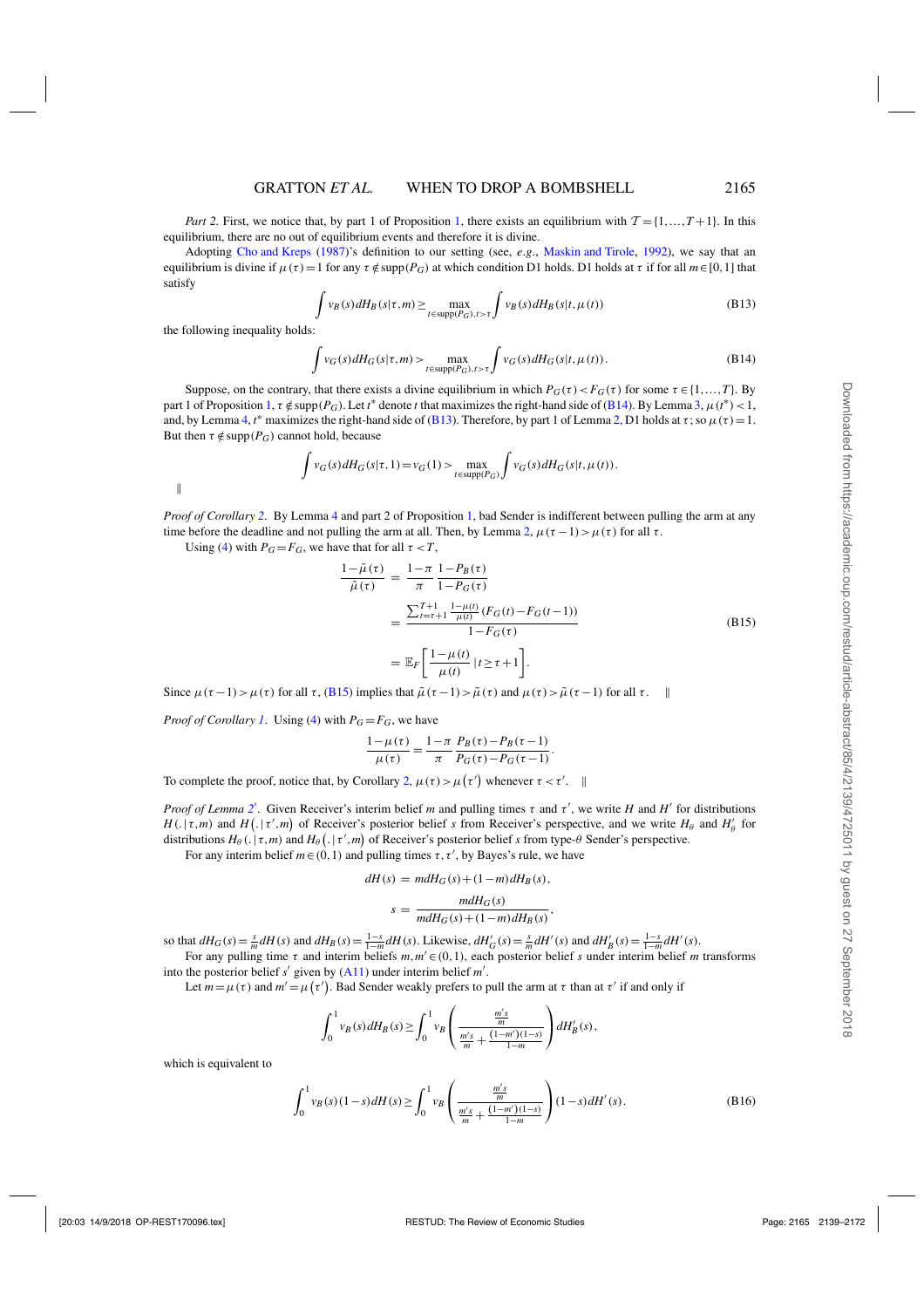*Part 2.* First, we notice that, by part 1 of Proposition 1, there exists an equilibrium with $\mathcal{T}=\{1,\ldots,T+1\}$. In this equilibrium, there are no out of equilibrium events and therefore it is divine.

Adopting Cho and Kreps (1987)'s definition to our setting (see, *e.g.*, Maskin and Tirole, 1992), we say that an equilibrium is divine if $\mu(\tau)=1$ for any $\tau\notin\text{supp}(P_G)$ at which condition D1 holds. D1 holds at $\tau$ if for all $m\in[0,1]$ that satisfy

$$\int v_B(s)dH_B(s|\tau,m)\geq\max_{t\in\text{supp}(P_G),t>\tau}\int v_B(s)dH_B(s|t,\mu(t)) \tag{B13}$$

the following inequality holds:

$$\int v_G(s)dH_G(s|\tau,m)>\max_{t\in\text{supp}(P_G),t>\tau}\int v_G(s)dH_G(s|t,\mu(t)). \tag{B14}$$

Suppose, on the contrary, that there exists a divine equilibrium in which $P_G(\tau)<F_G(\tau)$ for some $\tau\in\{1,\ldots,T\}$. By part 1 of Proposition 1, $\tau\notin\text{supp}(P_G)$. Let $t^*$ denote $t$ that maximizes the right-hand side of (B14). By Lemma 3, $\mu(t^*)<1$, and, by Lemma 4, $t^*$ maximizes the right-hand side of (B13). Therefore, by part 1 of Lemma 2, D1 holds at $\tau$; so $\mu(\tau)=1$. But then $\tau\notin\text{supp}(P_G)$ cannot hold, because

$$\int v_G(s)dH_G(s|\tau,1)=v_G(1)>\max_{t\in\text{supp}(P_G)}\int v_G(s)dH_G(s|t,\mu(t)).$$

‖

*Proof of Corollary 2.* By Lemma 4 and part 2 of Proposition 1, bad Sender is indifferent between pulling the arm at any time before the deadline and not pulling the arm at all. Then, by Lemma 2, $\mu(\tau-1)>\mu(\tau)$ for all $\tau$.

Using (4) with $P_G=F_G$, we have that for all $\tau<T$,

$$\begin{aligned}
\frac{1-\tilde{\mu}(\tau)}{\tilde{\mu}(\tau)} &= \frac{1-\pi}{\pi}\frac{1-P_B(\tau)}{1-P_G(\tau)} \\
&= \frac{\sum_{t=\tau+1}^{T+1}\frac{1-\mu(t)}{\mu(t)}(F_G(t)-F_G(t-1))}{1-F_G(\tau)} \\
&= \mathbb{E}_F\left[\frac{1-\mu(t)}{\mu(t)}\,|\,t\geq\tau+1\right].
\end{aligned} \tag{B15}$$

Since $\mu(\tau-1)>\mu(\tau)$ for all $\tau$, (B15) implies that $\tilde{\mu}(\tau-1)>\tilde{\mu}(\tau)$ and $\mu(\tau)>\tilde{\mu}(\tau-1)$ for all $\tau$. ‖

*Proof of Corollary 1.* Using (4) with $P_G=F_G$, we have

$$\frac{1-\mu(\tau)}{\mu(\tau)}=\frac{1-\pi}{\pi}\frac{P_B(\tau)-P_B(\tau-1)}{P_G(\tau)-P_G(\tau-1)}.$$

To complete the proof, notice that, by Corollary 2, $\mu(\tau)>\mu(\tau')$ whenever $\tau<\tau'$. ‖

*Proof of Lemma 2′.* Given Receiver's interim belief $m$ and pulling times $\tau$ and $\tau'$, we write $H$ and $H'$ for distributions $H(.|\tau,m)$ and $H(.|\tau',m)$ of Receiver's posterior belief $s$ from Receiver's perspective, and we write $H_\theta$ and $H'_\theta$ for distributions $H_\theta(.|\tau,m)$ and $H_\theta(.|\tau',m)$ of Receiver's posterior belief $s$ from type-$\theta$ Sender's perspective.

For any interim belief $m\in(0,1)$ and pulling times $\tau,\tau'$, by Bayes's rule, we have

$$\begin{aligned}
dH(s) &= mdH_G(s)+(1-m)dH_B(s), \\
s &= \frac{mdH_G(s)}{mdH_G(s)+(1-m)dH_B(s)},
\end{aligned}$$

so that $dH_G(s)=\frac{s}{m}dH(s)$ and $dH_B(s)=\frac{1-s}{1-m}dH(s)$. Likewise, $dH'_G(s)=\frac{s}{m}dH'(s)$ and $dH'_B(s)=\frac{1-s}{1-m}dH'(s)$.

For any pulling time $\tau$ and interim beliefs $m,m'\in(0,1)$, each posterior belief $s$ under interim belief $m$ transforms into the posterior belief $s'$ given by (A11) under interim belief $m'$.

Let $m=\mu(\tau)$ and $m'=\mu(\tau')$. Bad Sender weakly prefers to pull the arm at $\tau$ than at $\tau'$ if and only if

$$\int_0^1 v_B(s)dH_B(s)\geq\int_0^1 v_B\left(\frac{\frac{m's}{m}}{\frac{m's}{m}+\frac{(1-m')(1-s)}{1-m}}\right)dH'_B(s),$$

which is equivalent to

$$\int_0^1 v_B(s)(1-s)dH(s)\geq\int_0^1 v_B\left(\frac{\frac{m's}{m}}{\frac{m's}{m}+\frac{(1-m')(1-s)}{1-m}}\right)(1-s)dH'(s). \tag{B16}$$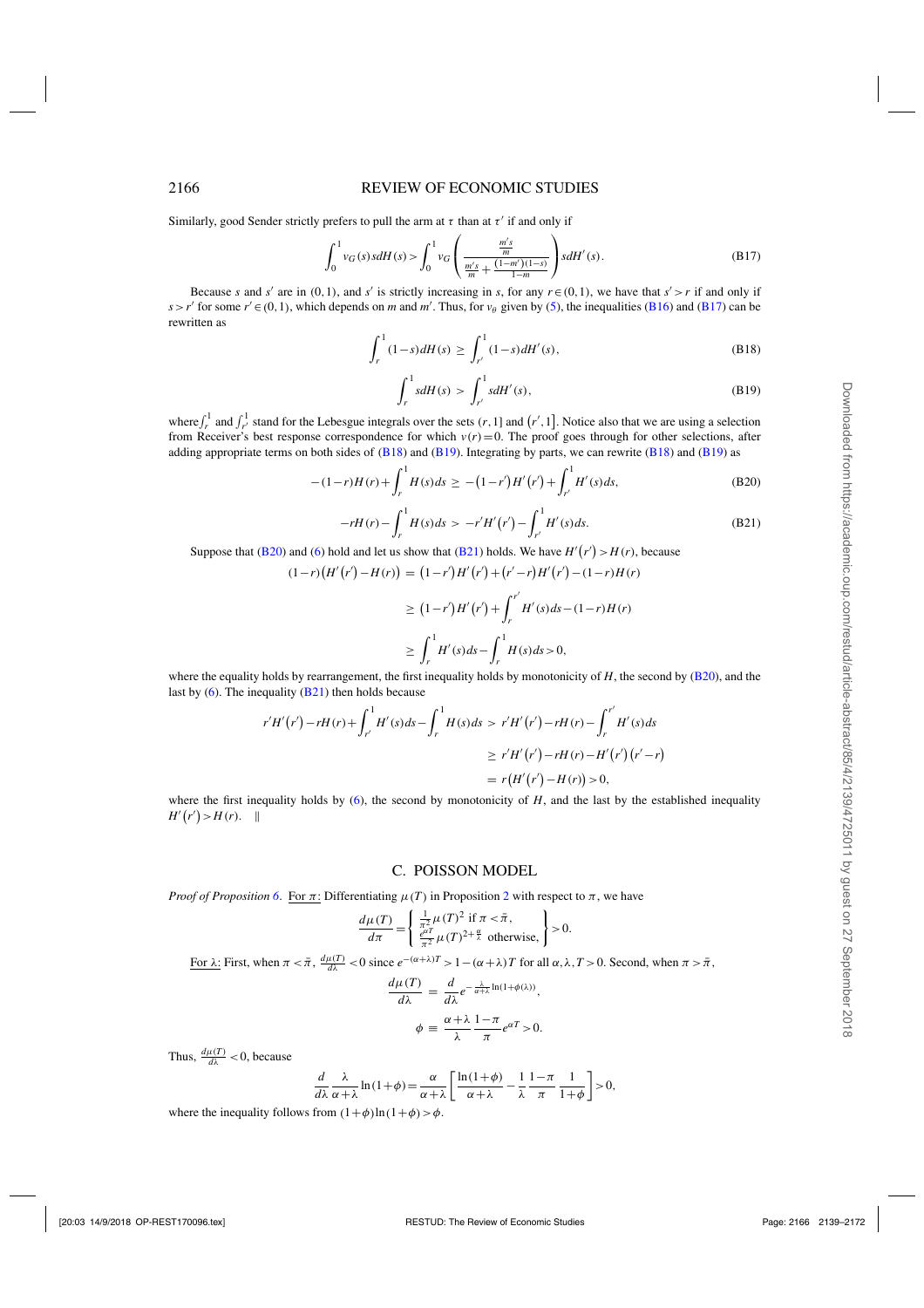Similarly, good Sender strictly prefers to pull the arm at $\tau$ than at $\tau'$ if and only if

$$\int_0^1 v_G(s)\, s dH(s) > \int_0^1 v_G\left(\frac{\frac{m's}{m}}{\frac{m's}{m}+\frac{(1-m')(1-s)}{1-m}}\right) s dH'(s). \tag{B17}$$

Because $s$ and $s'$ are in $(0,1)$, and $s'$ is strictly increasing in $s$, for any $r \in (0,1)$, we have that $s' > r$ if and only if $s > r'$ for some $r' \in (0,1)$, which depends on $m$ and $m'$. Thus, for $v_\theta$ given by (5), the inequalities (B16) and (B17) can be rewritten as

$$\int_r^1 (1-s) dH(s) \geq \int_{r'}^1 (1-s) dH'(s), \tag{B18}$$

$$\int_r^1 s dH(s) > \int_{r'}^1 s dH'(s), \tag{B19}$$

where $\int_r^1$ and $\int_{r'}^1$ stand for the Lebesgue integrals over the sets $(r,1]$ and $(r',1]$. Notice also that we are using a selection from Receiver's best response correspondence for which $v(r)=0$. The proof goes through for other selections, after adding appropriate terms on both sides of (B18) and (B19). Integrating by parts, we can rewrite (B18) and (B19) as

$$-(1-r)H(r) + \int_r^1 H(s) ds \geq -(1-r')H'(r') + \int_{r'}^1 H'(s) ds, \tag{B20}$$

$$-rH(r) - \int_r^1 H(s) ds > -r'H'(r') - \int_{r'}^1 H'(s) ds. \tag{B21}$$

Suppose that (B20) and (6) hold and let us show that (B21) holds. We have $H'(r') > H(r)$, because

$$\begin{aligned}
(1-r)\left(H'(r') - H(r)\right) &= (1-r')H'(r') + (r'-r)H'(r') - (1-r)H(r) \\
&\geq (1-r')H'(r') + \int_r^{r'} H'(s) ds - (1-r)H(r) \\
&\geq \int_r^1 H'(s) ds - \int_r^1 H(s) ds > 0,
\end{aligned}$$

where the equality holds by rearrangement, the first inequality holds by monotonicity of $H$, the second by (B20), and the last by (6). The inequality (B21) then holds because

$$\begin{aligned}
r'H'(r') - rH(r) + \int_{r'}^1 H'(s) ds - \int_r^1 H(s) ds &> r'H'(r') - rH(r) - \int_r^{r'} H'(s) ds \\
&\geq r'H'(r') - rH(r) - H'(r')(r'-r) \\
&= r\left(H'(r') - H(r)\right) > 0,
\end{aligned}$$

where the first inequality holds by (6), the second by monotonicity of $H$, and the last by the established inequality $H'(r') > H(r)$. ‖

## C. POISSON MODEL

*Proof of Proposition 6.* For $\pi$: Differentiating $\mu(T)$ in Proposition 2 with respect to $\pi$, we have

$$\frac{d\mu(T)}{d\pi} = \left\{ \begin{array}{ll} \frac{1}{\pi^2}\mu(T)^2 & \text{if } \pi < \bar{\pi}, \\ \frac{e^{\alpha T}}{\pi^2}\mu(T)^{2+\frac{\alpha}{\lambda}} & \text{otherwise,} \end{array} \right\} > 0.$$

For $\lambda$: First, when $\pi < \bar{\pi}$, $\frac{d\mu(T)}{d\lambda} < 0$ since $e^{-(\alpha+\lambda)T} > 1-(\alpha+\lambda)T$ for all $\alpha, \lambda, T > 0$. Second, when $\pi > \bar{\pi}$,

$$\frac{d\mu(T)}{d\lambda} = \frac{d}{d\lambda} e^{-\frac{\lambda}{\alpha+\lambda}\ln(1+\phi(\lambda))},$$

$$\phi \equiv \frac{\alpha+\lambda}{\lambda}\frac{1-\pi}{\pi}e^{\alpha T} > 0.$$

Thus, $\frac{d\mu(T)}{d\lambda} < 0$, because

$$\frac{d}{d\lambda}\frac{\lambda}{\alpha+\lambda}\ln(1+\phi) = \frac{\alpha}{\alpha+\lambda}\left[\frac{\ln(1+\phi)}{\alpha+\lambda} - \frac{1}{\lambda}\frac{1-\pi}{\pi}\frac{1}{1+\phi}\right] > 0,$$

where the inequality follows from $(1+\phi)\ln(1+\phi) > \phi$.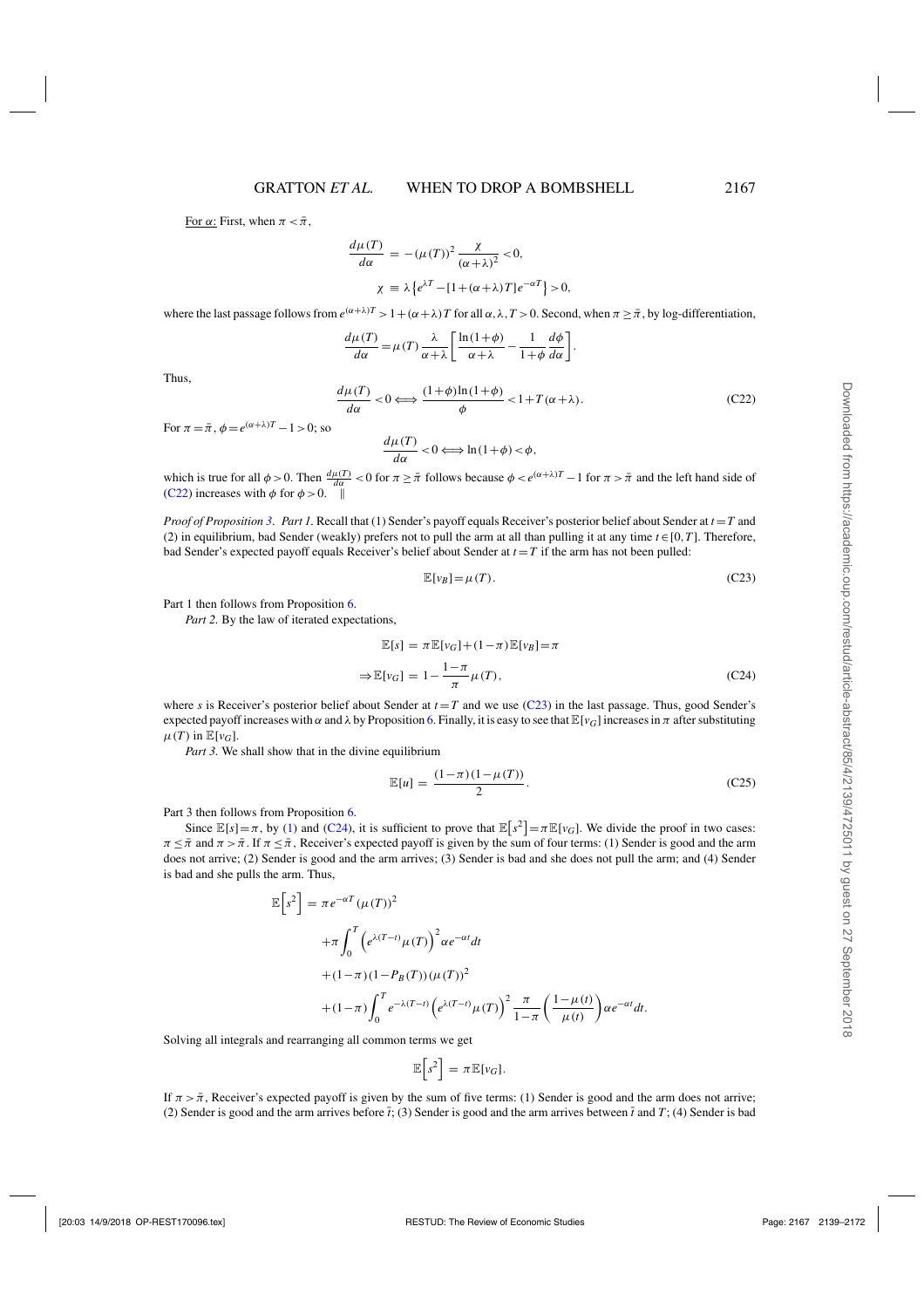<u>For $\alpha$:</u> First, when $\pi < \bar{\pi}$,

$$\frac{d\mu(T)}{d\alpha} = -(\mu(T))^2 \frac{\chi}{(\alpha+\lambda)^2} < 0,$$

$$\chi \equiv \lambda\left\{e^{\lambda T} - [1+(\alpha+\lambda)T]e^{-\alpha T}\right\} > 0,$$

where the last passage follows from $e^{(\alpha+\lambda)T} > 1+(\alpha+\lambda)T$ for all $\alpha, \lambda, T > 0$. Second, when $\pi \geq \bar{\pi}$, by log-differentiation,

$$\frac{d\mu(T)}{d\alpha} = \mu(T)\frac{\lambda}{\alpha+\lambda}\left[\frac{\ln(1+\phi)}{\alpha+\lambda} - \frac{1}{1+\phi}\frac{d\phi}{d\alpha}\right].$$

Thus,

$$\frac{d\mu(T)}{d\alpha} < 0 \Longleftrightarrow \frac{(1+\phi)\ln(1+\phi)}{\phi} < 1+T(\alpha+\lambda). \tag{C22}$$

For $\pi = \bar{\pi}$, $\phi = e^{(\alpha+\lambda)T} - 1 > 0$; so

$$\frac{d\mu(T)}{d\alpha} < 0 \Longleftrightarrow \ln(1+\phi) < \phi,$$

which is true for all $\phi > 0$. Then $\frac{d\mu(T)}{d\alpha} < 0$ for $\pi \geq \bar{\pi}$ follows because $\phi < e^{(\alpha+\lambda)T} - 1$ for $\pi > \bar{\pi}$ and the left hand side of (C22) increases with $\phi$ for $\phi > 0$. ‖

*Proof of Proposition 3. Part 1.* Recall that (1) Sender's payoff equals Receiver's posterior belief about Sender at $t = T$ and (2) in equilibrium, bad Sender (weakly) prefers not to pull the arm at all than pulling it at any time $t \in [0,T]$. Therefore, bad Sender's expected payoff equals Receiver's belief about Sender at $t = T$ if the arm has not been pulled:

$$\mathbb{E}[v_B] = \mu(T). \tag{C23}$$

Part 1 then follows from Proposition 6.

*Part 2.* By the law of iterated expectations,

$$\mathbb{E}[s] = \pi\mathbb{E}[v_G] + (1-\pi)\mathbb{E}[v_B] = \pi$$

$$\Rightarrow \mathbb{E}[v_G] = 1 - \frac{1-\pi}{\pi}\mu(T), \tag{C24}$$

where $s$ is Receiver's posterior belief about Sender at $t = T$ and we use (C23) in the last passage. Thus, good Sender's expected payoff increases with $\alpha$ and $\lambda$ by Proposition 6. Finally, it is easy to see that $\mathbb{E}[v_G]$ increases in $\pi$ after substituting $\mu(T)$ in $\mathbb{E}[v_G]$.

*Part 3.* We shall show that in the divine equilibrium

$$\mathbb{E}[u] = \frac{(1-\pi)(1-\mu(T))}{2}. \tag{C25}$$

Part 3 then follows from Proposition 6.

Since $\mathbb{E}[s] = \pi$, by (1) and (C24), it is sufficient to prove that $\mathbb{E}\left[s^2\right] = \pi\mathbb{E}[v_G]$. We divide the proof in two cases: $\pi \leq \bar{\pi}$ and $\pi > \bar{\pi}$. If $\pi \leq \bar{\pi}$, Receiver's expected payoff is given by the sum of four terms: (1) Sender is good and the arm does not arrive; (2) Sender is good and the arm arrives; (3) Sender is bad and she does not pull the arm; and (4) Sender is bad and she pulls the arm. Thus,

$$\begin{aligned}
\mathbb{E}\left[s^2\right] =& \; \pi e^{-\alpha T}(\mu(T))^2 \\
&+\pi\int_0^T\left(e^{\lambda(T-t)}\mu(T)\right)^2\alpha e^{-\alpha t}dt \\
&+(1-\pi)(1-P_B(T))(\mu(T))^2 \\
&+(1-\pi)\int_0^T e^{-\lambda(T-t)}\left(e^{\lambda(T-t)}\mu(T)\right)^2\frac{\pi}{1-\pi}\left(\frac{1-\mu(t)}{\mu(t)}\right)\alpha e^{-\alpha t}dt.
\end{aligned}$$

Solving all integrals and rearranging all common terms we get

$$\mathbb{E}\left[s^2\right] = \pi\mathbb{E}[v_G].$$

If $\pi > \bar{\pi}$, Receiver's expected payoff is given by the sum of five terms: (1) Sender is good and the arm does not arrive; (2) Sender is good and the arm arrives before $\bar{t}$; (3) Sender is good and the arm arrives between $\bar{t}$ and $T$; (4) Sender is bad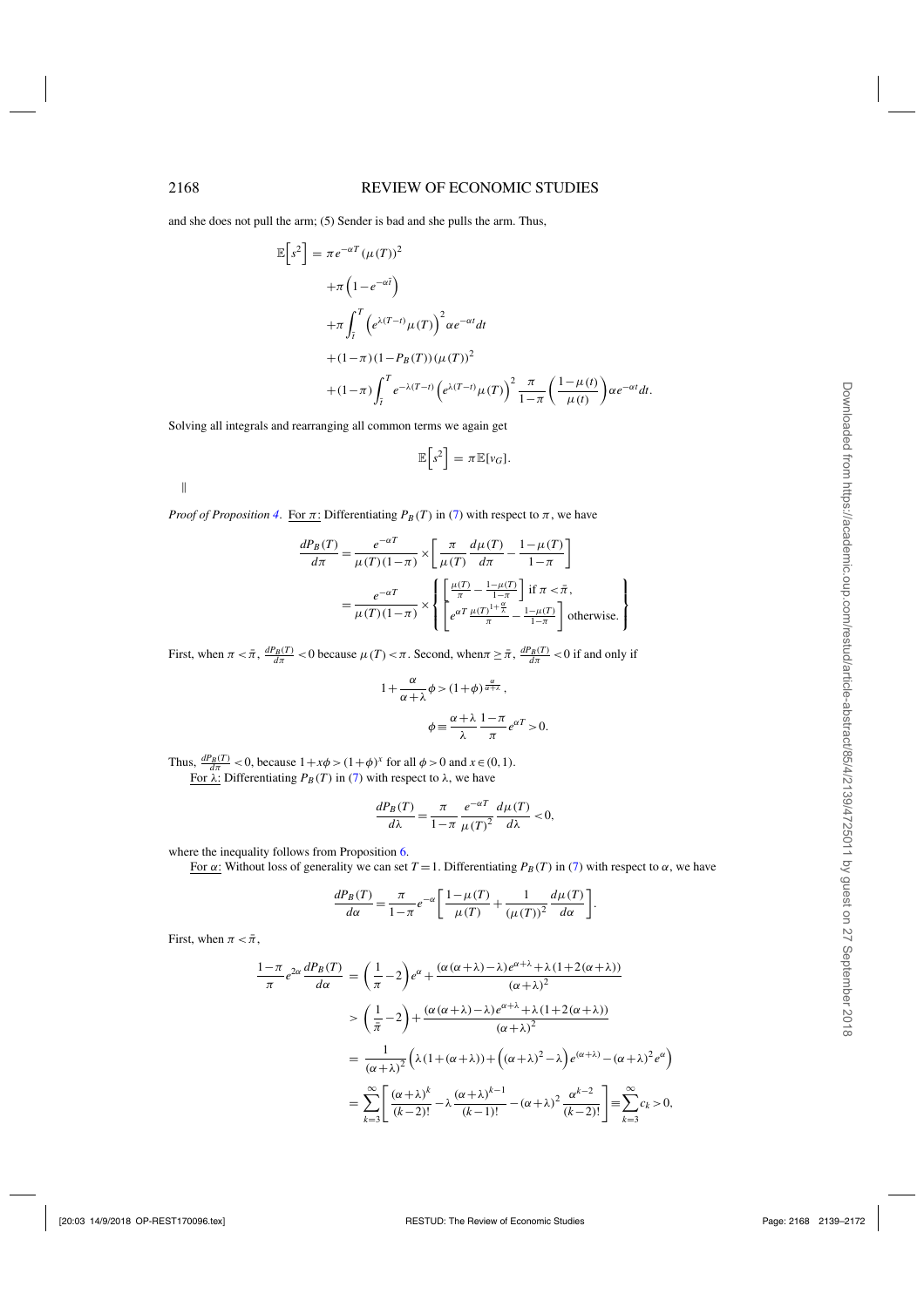and she does not pull the arm; (5) Sender is bad and she pulls the arm. Thus,

$$
\begin{aligned}
\mathbb{E}\left[s^2\right] =\ & \pi e^{-\alpha T}(\mu(T))^2 \\
& +\pi\left(1-e^{-\alpha \bar{t}}\right) \\
& +\pi \int_{\bar{t}}^{T}\left(e^{\lambda(T-t)}\mu(T)\right)^2 \alpha e^{-\alpha t}dt \\
& +(1-\pi)(1-P_B(T))(\mu(T))^2 \\
& +(1-\pi)\int_{\bar{t}}^{T} e^{-\lambda(T-t)}\left(e^{\lambda(T-t)}\mu(T)\right)^2 \frac{\pi}{1-\pi}\left(\frac{1-\mu(t)}{\mu(t)}\right)\alpha e^{-\alpha t}dt.
\end{aligned}
$$

Solving all integrals and rearranging all common terms we again get

$$
\mathbb{E}\left[s^2\right] = \pi \mathbb{E}[v_G].
$$

||

*Proof of Proposition 4*. For $\pi$: Differentiating $P_B(T)$ in (7) with respect to $\pi$, we have

$$
\begin{aligned}
\frac{dP_B(T)}{d\pi} &= \frac{e^{-\alpha T}}{\mu(T)(1-\pi)} \times \left[\frac{\pi}{\mu(T)}\frac{d\mu(T)}{d\pi} - \frac{1-\mu(T)}{1-\pi}\right] \\
&= \frac{e^{-\alpha T}}{\mu(T)(1-\pi)} \times \left\{ \begin{array}{l} \left[\frac{\mu(T)}{\pi} - \frac{1-\mu(T)}{1-\pi}\right] \text{ if } \pi < \bar{\pi}, \\ \left[e^{\alpha T}\frac{\mu(T)^{1+\frac{\alpha}{\lambda}}}{\pi} - \frac{1-\mu(T)}{1-\pi}\right] \text{ otherwise.} \end{array} \right\}
\end{aligned}
$$

First, when $\pi < \bar{\pi}$, $\frac{dP_B(T)}{d\pi} < 0$ because $\mu(T) < \pi$. Second, when $\pi \geq \bar{\pi}$, $\frac{dP_B(T)}{d\pi} < 0$ if and only if

$$
1+\frac{\alpha}{\alpha+\lambda}\phi > (1+\phi)^{\frac{\alpha}{\alpha+\lambda}},
$$

$$
\phi \equiv \frac{\alpha+\lambda}{\lambda}\frac{1-\pi}{\pi}e^{\alpha T} > 0.
$$

Thus, $\frac{dP_B(T)}{d\pi} < 0$, because $1+x\phi > (1+\phi)^x$ for all $\phi > 0$ and $x \in (0,1)$.

For $\lambda$: Differentiating $P_B(T)$ in (7) with respect to $\lambda$, we have

$$
\frac{dP_B(T)}{d\lambda} = \frac{\pi}{1-\pi}\frac{e^{-\alpha T}}{\mu(T)^2}\frac{d\mu(T)}{d\lambda} < 0,
$$

where the inequality follows from Proposition 6.

For $\alpha$: Without loss of generality we can set $T=1$. Differentiating $P_B(T)$ in (7) with respect to $\alpha$, we have

$$
\frac{dP_B(T)}{d\alpha} = \frac{\pi}{1-\pi}e^{-\alpha}\left[\frac{1-\mu(T)}{\mu(T)} + \frac{1}{(\mu(T))^2}\frac{d\mu(T)}{d\alpha}\right].
$$

First, when $\pi < \bar{\pi}$,

$$
\begin{aligned}
\frac{1-\pi}{\pi}e^{2\alpha}\frac{dP_B(T)}{d\alpha} &= \left(\frac{1}{\pi}-2\right)e^{\alpha} + \frac{(\alpha(\alpha+\lambda)-\lambda)e^{\alpha+\lambda}+\lambda(1+2(\alpha+\lambda))}{(\alpha+\lambda)^2} \\
&> \left(\frac{1}{\bar{\pi}}-2\right) + \frac{(\alpha(\alpha+\lambda)-\lambda)e^{\alpha+\lambda}+\lambda(1+2(\alpha+\lambda))}{(\alpha+\lambda)^2} \\
&= \frac{1}{(\alpha+\lambda)^2}\left(\lambda(1+(\alpha+\lambda)) + \left((\alpha+\lambda)^2-\lambda\right)e^{(\alpha+\lambda)} - (\alpha+\lambda)^2 e^{\alpha}\right) \\
&= \sum_{k=3}^{\infty}\left[\frac{(\alpha+\lambda)^k}{(k-2)!} - \lambda\frac{(\alpha+\lambda)^{k-1}}{(k-1)!} - (\alpha+\lambda)^2\frac{\alpha^{k-2}}{(k-2)!}\right] \equiv \sum_{k=3}^{\infty} c_k > 0,
\end{aligned}
$$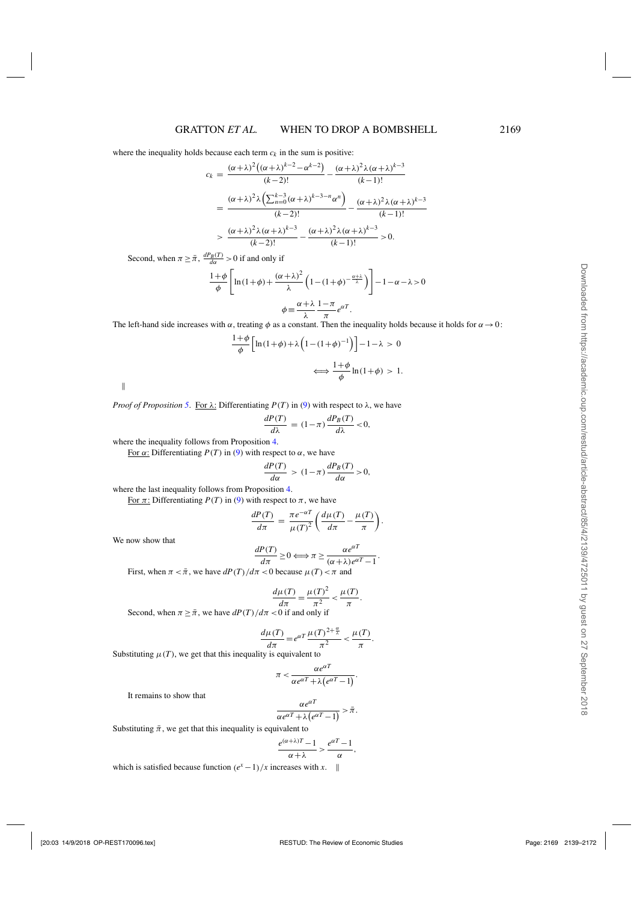where the inequality holds because each term $c_k$ in the sum is positive:

$$c_k = \frac{(\alpha+\lambda)^2\left((\alpha+\lambda)^{k-2}-\alpha^{k-2}\right)}{(k-2)!} - \frac{(\alpha+\lambda)^2\lambda(\alpha+\lambda)^{k-3}}{(k-1)!}$$

$$= \frac{(\alpha+\lambda)^2\lambda\left(\sum_{n=0}^{k-3}(\alpha+\lambda)^{k-3-n}\alpha^n\right)}{(k-2)!} - \frac{(\alpha+\lambda)^2\lambda(\alpha+\lambda)^{k-3}}{(k-1)!}$$

$$> \frac{(\alpha+\lambda)^2\lambda(\alpha+\lambda)^{k-3}}{(k-2)!} - \frac{(\alpha+\lambda)^2\lambda(\alpha+\lambda)^{k-3}}{(k-1)!} > 0.$$

Second, when $\pi \geq \bar{\pi}$, $\frac{dP_B(T)}{d\alpha} > 0$ if and only if

$$\frac{1+\phi}{\phi}\left[\ln(1+\phi) + \frac{(\alpha+\lambda)^2}{\lambda}\left(1-(1+\phi)^{-\frac{\alpha+\lambda}{\lambda}}\right)\right] - 1 - \alpha - \lambda > 0$$

$$\phi \equiv \frac{\alpha+\lambda}{\lambda}\frac{1-\pi}{\pi}e^{\alpha T}.$$

The left-hand side increases with $\alpha$, treating $\phi$ as a constant. Then the inequality holds because it holds for $\alpha \to 0$:

$$\frac{1+\phi}{\phi}\left[\ln(1+\phi) + \lambda\left(1-(1+\phi)^{-1}\right)\right] - 1 - \lambda > 0$$

$$\iff \frac{1+\phi}{\phi}\ln(1+\phi) > 1.$$

‖

*Proof of Proposition 5.* For $\lambda$: Differentiating $P(T)$ in (9) with respect to $\lambda$, we have

$$\frac{dP(T)}{d\lambda} = (1-\pi)\frac{dP_B(T)}{d\lambda} < 0,$$

where the inequality follows from Proposition 4.

For $\alpha$: Differentiating $P(T)$ in (9) with respect to $\alpha$, we have

$$\frac{dP(T)}{d\alpha} > (1-\pi)\frac{dP_B(T)}{d\alpha} > 0,$$

where the last inequality follows from Proposition 4.

For $\pi$: Differentiating $P(T)$ in (9) with respect to $\pi$, we have

$$\frac{dP(T)}{d\pi} = \frac{\pi e^{-\alpha T}}{\mu(T)^2}\left(\frac{d\mu(T)}{d\pi} - \frac{\mu(T)}{\pi}\right).$$

We now show that

$$\frac{dP(T)}{d\pi} \geq 0 \iff \pi \geq \frac{\alpha e^{\alpha T}}{(\alpha+\lambda)e^{\alpha T}-1}.$$

First, when $\pi < \bar{\pi}$, we have $dP(T)/d\pi < 0$ because $\mu(T) < \pi$ and

$$\frac{d\mu(T)}{d\pi} = \frac{\mu(T)^2}{\pi^2} < \frac{\mu(T)}{\pi}.$$

Second, when $\pi \geq \bar{\pi}$, we have $dP(T)/d\pi < 0$ if and only if

$$\frac{d\mu(T)}{d\pi} = e^{\alpha T}\frac{\mu(T)^{2+\frac{\alpha}{\lambda}}}{\pi^2} < \frac{\mu(T)}{\pi}.$$

Substituting $\mu(T)$, we get that this inequality is equivalent to

$$\pi < \frac{\alpha e^{\alpha T}}{\alpha e^{\alpha T} + \lambda\left(e^{\alpha T}-1\right)}.$$

It remains to show that

$$\frac{\alpha e^{\alpha T}}{\alpha e^{\alpha T} + \lambda\left(e^{\alpha T}-1\right)} > \bar{\pi}.$$

Substituting $\bar{\pi}$, we get that this inequality is equivalent to

$$\frac{e^{(\alpha+\lambda)T}-1}{\alpha+\lambda} > \frac{e^{\alpha T}-1}{\alpha},$$

which is satisfied because function $(e^x-1)/x$ increases with $x$. ‖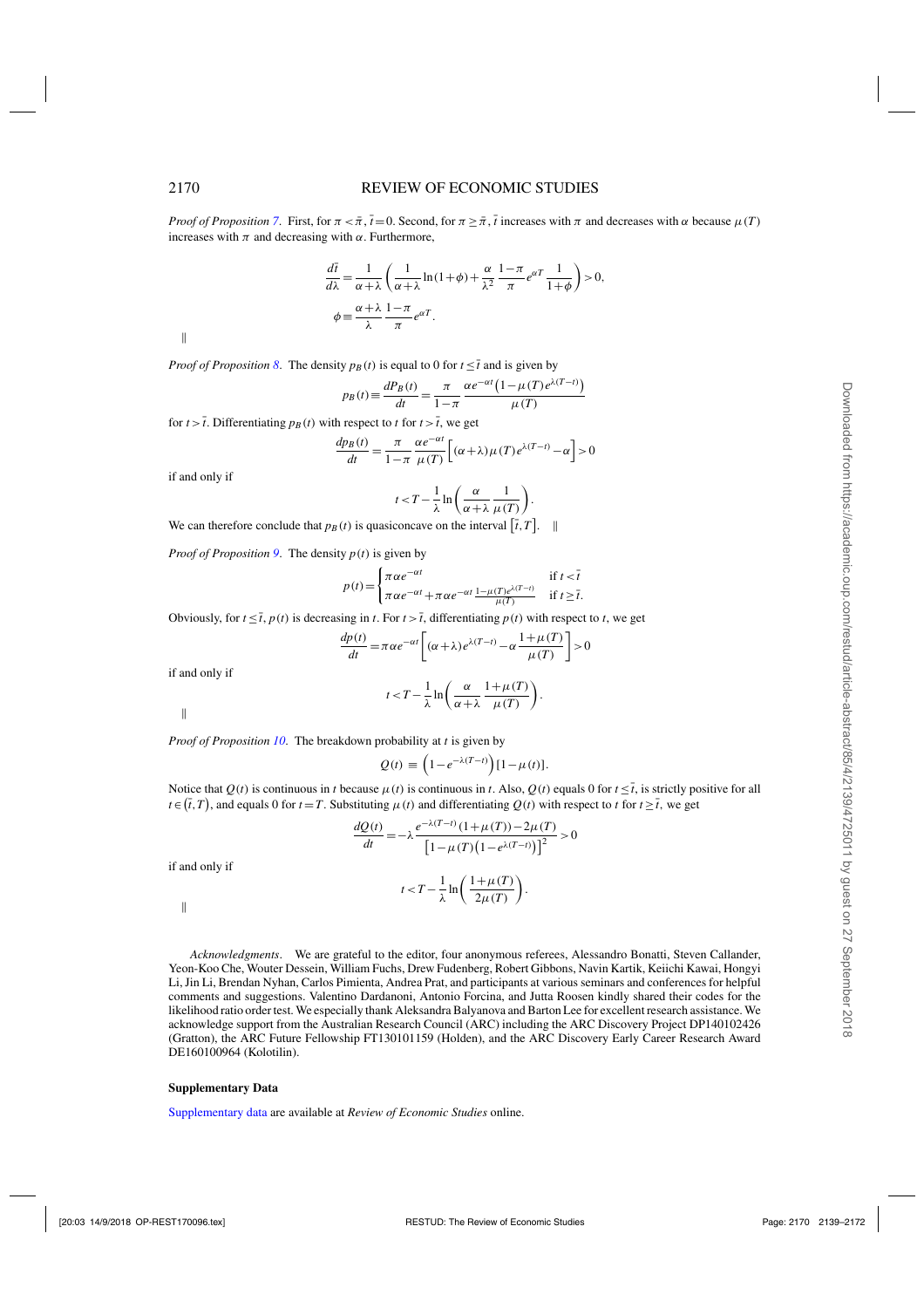*Proof of Proposition 7*. First, for $\pi < \bar{\pi}$, $\bar{t} = 0$. Second, for $\pi \geq \bar{\pi}$, $\bar{t}$ increases with $\pi$ and decreases with $\alpha$ because $\mu(T)$ increases with $\pi$ and decreasing with $\alpha$. Furthermore,

$$\frac{d\bar{t}}{d\lambda} = \frac{1}{\alpha+\lambda}\left(\frac{1}{\alpha+\lambda}\ln(1+\phi) + \frac{\alpha}{\lambda^2}\frac{1-\pi}{\pi}e^{\alpha T}\frac{1}{1+\phi}\right) > 0,$$

$$\phi \equiv \frac{\alpha+\lambda}{\lambda}\frac{1-\pi}{\pi}e^{\alpha T}.$$

‖

*Proof of Proposition 8*. The density $p_B(t)$ is equal to 0 for $t \leq \bar{t}$ and is given by

$$p_B(t) \equiv \frac{dP_B(t)}{dt} = \frac{\pi}{1-\pi}\frac{\alpha e^{-\alpha t}\left(1-\mu(T)e^{\lambda(T-t)}\right)}{\mu(T)}$$

for $t > \bar{t}$. Differentiating $p_B(t)$ with respect to $t$ for $t > \bar{t}$, we get

$$\frac{dp_B(t)}{dt} = \frac{\pi}{1-\pi}\frac{\alpha e^{-\alpha t}}{\mu(T)}\left[(\alpha+\lambda)\mu(T)e^{\lambda(T-t)} - \alpha\right] > 0$$

if and only if

$$t < T - \frac{1}{\lambda}\ln\left(\frac{\alpha}{\alpha+\lambda}\frac{1}{\mu(T)}\right).$$

We can therefore conclude that $p_B(t)$ is quasiconcave on the interval $\left[\bar{t}, T\right]$. ‖

*Proof of Proposition 9*. The density $p(t)$ is given by

$$p(t) = \begin{cases} \pi\alpha e^{-\alpha t} & \text{if } t < \bar{t} \\ \pi\alpha e^{-\alpha t} + \pi\alpha e^{-\alpha t}\frac{1-\mu(T)e^{\lambda(T-t)}}{\mu(T)} & \text{if } t \geq \bar{t}. \end{cases}$$

Obviously, for $t \leq \bar{t}$, $p(t)$ is decreasing in $t$. For $t > \bar{t}$, differentiating $p(t)$ with respect to $t$, we get

$$\frac{dp(t)}{dt} = \pi\alpha e^{-\alpha t}\left[(\alpha+\lambda)e^{\lambda(T-t)} - \alpha\frac{1+\mu(T)}{\mu(T)}\right] > 0$$

if and only if

$$t < T - \frac{1}{\lambda}\ln\left(\frac{\alpha}{\alpha+\lambda}\frac{1+\mu(T)}{\mu(T)}\right).$$

‖

*Proof of Proposition 10*. The breakdown probability at $t$ is given by

$$Q(t) \equiv \left(1-e^{-\lambda(T-t)}\right)[1-\mu(t)].$$

Notice that $Q(t)$ is continuous in $t$ because $\mu(t)$ is continuous in $t$. Also, $Q(t)$ equals 0 for $t \leq \bar{t}$, is strictly positive for all $t \in (\bar{t}, T)$, and equals 0 for $t = T$. Substituting $\mu(t)$ and differentiating $Q(t)$ with respect to $t$ for $t \geq \bar{t}$, we get

$$\frac{dQ(t)}{dt} = -\lambda\frac{e^{-\lambda(T-t)}(1+\mu(T)) - 2\mu(T)}{\left[1-\mu(T)\left(1-e^{\lambda(T-t)}\right)\right]^2} > 0$$

if and only if

$$t < T - \frac{1}{\lambda}\ln\left(\frac{1+\mu(T)}{2\mu(T)}\right).$$

‖

*Acknowledgments*. We are grateful to the editor, four anonymous referees, Alessandro Bonatti, Steven Callander, Yeon-Koo Che, Wouter Dessein, William Fuchs, Drew Fudenberg, Robert Gibbons, Navin Kartik, Keiichi Kawai, Hongyi Li, Jin Li, Brendan Nyhan, Carlos Pimienta, Andrea Prat, and participants at various seminars and conferences for helpful comments and suggestions. Valentino Dardanoni, Antonio Forcina, and Jutta Roosen kindly shared their codes for the likelihood ratio order test. We especially thank Aleksandra Balyanova and Barton Lee for excellent research assistance. We acknowledge support from the Australian Research Council (ARC) including the ARC Discovery Project DP140102426 (Gratton), the ARC Future Fellowship FT130101159 (Holden), and the ARC Discovery Early Career Research Award DE160100964 (Kolotilin).

**Supplementary Data**

Supplementary data are available at *Review of Economic Studies* online.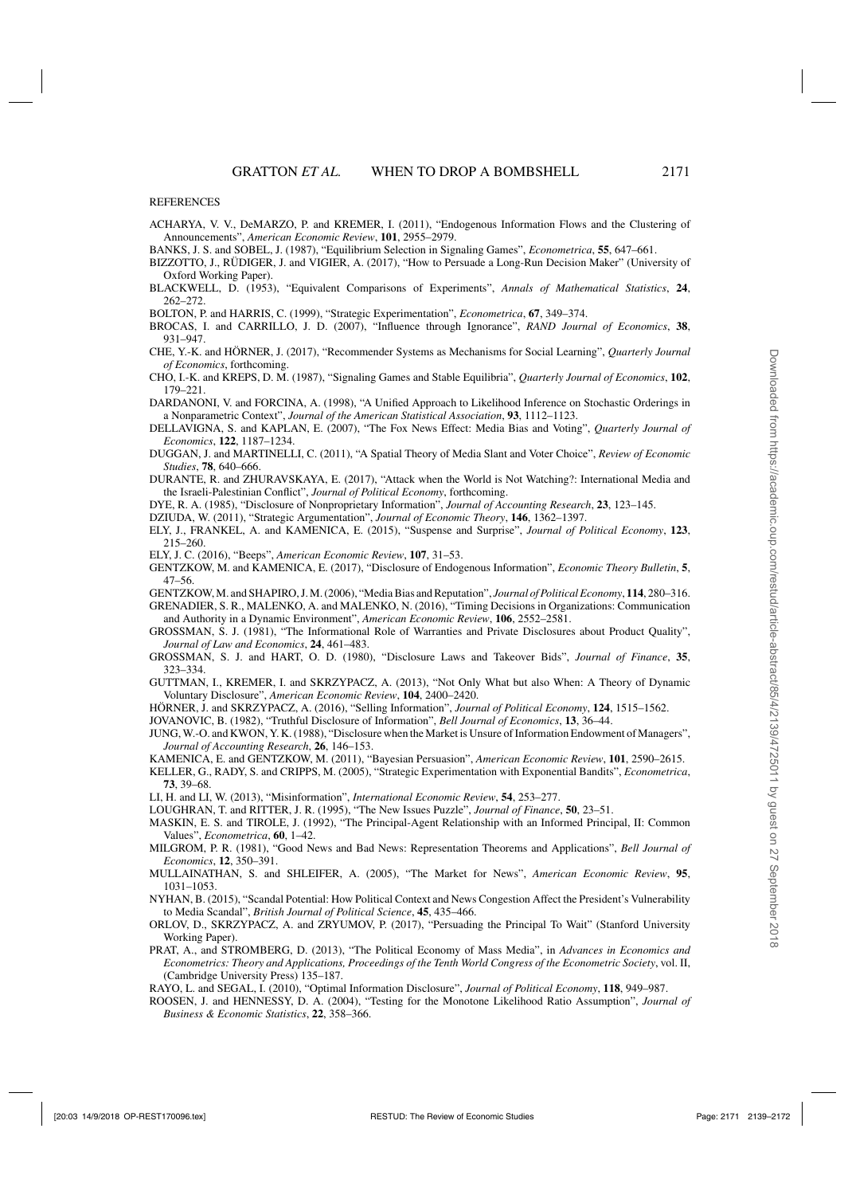REFERENCES

ACHARYA, V. V., DeMARZO, P. and KREMER, I. (2011), "Endogenous Information Flows and the Clustering of Announcements", *American Economic Review*, **101**, 2955–2979.

BANKS, J. S. and SOBEL, J. (1987), "Equilibrium Selection in Signaling Games", *Econometrica*, **55**, 647–661.

BIZZOTTO, J., RÜDIGER, J. and VIGIER, A. (2017), "How to Persuade a Long-Run Decision Maker" (University of Oxford Working Paper).

BLACKWELL, D. (1953), "Equivalent Comparisons of Experiments", *Annals of Mathematical Statistics*, **24**, 262–272.

BOLTON, P. and HARRIS, C. (1999), "Strategic Experimentation", *Econometrica*, **67**, 349–374.

BROCAS, I. and CARRILLO, J. D. (2007), "Influence through Ignorance", *RAND Journal of Economics*, **38**, 931–947.

CHE, Y.-K. and HÖRNER, J. (2017), "Recommender Systems as Mechanisms for Social Learning", *Quarterly Journal of Economics*, forthcoming.

CHO, I.-K. and KREPS, D. M. (1987), "Signaling Games and Stable Equilibria", *Quarterly Journal of Economics*, **102**, 179–221.

DARDANONI, V. and FORCINA, A. (1998), "A Unified Approach to Likelihood Inference on Stochastic Orderings in a Nonparametric Context", *Journal of the American Statistical Association*, **93**, 1112–1123.

DELLAVIGNA, S. and KAPLAN, E. (2007), "The Fox News Effect: Media Bias and Voting", *Quarterly Journal of Economics*, **122**, 1187–1234.

DUGGAN, J. and MARTINELLI, C. (2011), "A Spatial Theory of Media Slant and Voter Choice", *Review of Economic Studies*, **78**, 640–666.

DURANTE, R. and ZHURAVSKAYA, E. (2017), "Attack when the World is Not Watching?: International Media and the Israeli-Palestinian Conflict", *Journal of Political Economy*, forthcoming.

DYE, R. A. (1985), "Disclosure of Nonproprietary Information", *Journal of Accounting Research*, **23**, 123–145.

DZIUDA, W. (2011), "Strategic Argumentation", *Journal of Economic Theory*, **146**, 1362–1397.

ELY, J., FRANKEL, A. and KAMENICA, E. (2015), "Suspense and Surprise", *Journal of Political Economy*, **123**, 215–260.

ELY, J. C. (2016), "Beeps", *American Economic Review*, **107**, 31–53.

GENTZKOW, M. and KAMENICA, E. (2017), "Disclosure of Endogenous Information", *Economic Theory Bulletin*, **5**, 47–56.

GENTZKOW, M. and SHAPIRO, J. M. (2006), "Media Bias and Reputation", *Journal of Political Economy*, **114**, 280–316.

GRENADIER, S. R., MALENKO, A. and MALENKO, N. (2016), "Timing Decisions in Organizations: Communication and Authority in a Dynamic Environment", *American Economic Review*, **106**, 2552–2581.

GROSSMAN, S. J. (1981), "The Informational Role of Warranties and Private Disclosures about Product Quality", *Journal of Law and Economics*, **24**, 461–483.

GROSSMAN, S. J. and HART, O. D. (1980), "Disclosure Laws and Takeover Bids", *Journal of Finance*, **35**, 323–334.

GUTTMAN, I., KREMER, I. and SKRZYPACZ, A. (2013), "Not Only What but also When: A Theory of Dynamic Voluntary Disclosure", *American Economic Review*, **104**, 2400–2420.

HÖRNER, J. and SKRZYPACZ, A. (2016), "Selling Information", *Journal of Political Economy*, **124**, 1515–1562.

JOVANOVIC, B. (1982), "Truthful Disclosure of Information", *Bell Journal of Economics*, **13**, 36–44.

JUNG, W.-O. and KWON, Y. K. (1988), "Disclosure when the Market is Unsure of Information Endowment of Managers", *Journal of Accounting Research*, **26**, 146–153.

KAMENICA, E. and GENTZKOW, M. (2011), "Bayesian Persuasion", *American Economic Review*, **101**, 2590–2615.

KELLER, G., RADY, S. and CRIPPS, M. (2005), "Strategic Experimentation with Exponential Bandits", *Econometrica*, **73**, 39–68.

LI, H. and LI, W. (2013), "Misinformation", *International Economic Review*, **54**, 253–277.

LOUGHRAN, T. and RITTER, J. R. (1995), "The New Issues Puzzle", *Journal of Finance*, **50**, 23–51.

MASKIN, E. S. and TIROLE, J. (1992), "The Principal-Agent Relationship with an Informed Principal, II: Common Values", *Econometrica*, **60**, 1–42.

MILGROM, P. R. (1981), "Good News and Bad News: Representation Theorems and Applications", *Bell Journal of Economics*, **12**, 350–391.

MULLAINATHAN, S. and SHLEIFER, A. (2005), "The Market for News", *American Economic Review*, **95**, 1031–1053.

NYHAN, B. (2015), "Scandal Potential: How Political Context and News Congestion Affect the President's Vulnerability to Media Scandal", *British Journal of Political Science*, **45**, 435–466.

ORLOV, D., SKRZYPACZ, A. and ZRYUMOV, P. (2017), "Persuading the Principal To Wait" (Stanford University Working Paper).

PRAT, A., and STROMBERG, D. (2013), "The Political Economy of Mass Media", in *Advances in Economics and Econometrics: Theory and Applications, Proceedings of the Tenth World Congress of the Econometric Society*, vol. II, (Cambridge University Press) 135–187.

RAYO, L. and SEGAL, I. (2010), "Optimal Information Disclosure", *Journal of Political Economy*, **118**, 949–987.

ROOSEN, J. and HENNESSY, D. A. (2004), "Testing for the Monotone Likelihood Ratio Assumption", *Journal of Business & Economic Statistics*, **22**, 358–366.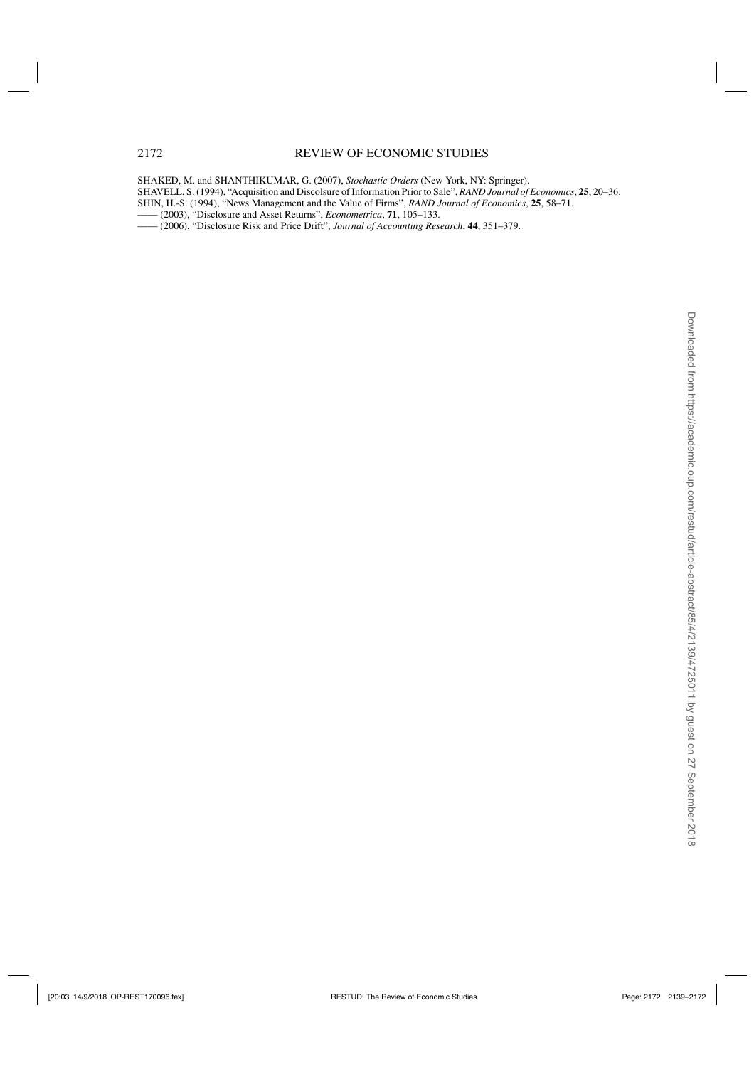SHAKED, M. and SHANTHIKUMAR, G. (2007), *Stochastic Orders* (New York, NY: Springer).

SHAVELL, S. (1994), "Acquisition and Discolsure of Information Prior to Sale", *RAND Journal of Economics*, **25**, 20–36.

SHIN, H.-S. (1994), "News Management and the Value of Firms", *RAND Journal of Economics*, **25**, 58–71.

—— (2003), "Disclosure and Asset Returns", *Econometrica*, **71**, 105–133.

—— (2006), "Disclosure Risk and Price Drift", *Journal of Accounting Research*, **44**, 351–379.